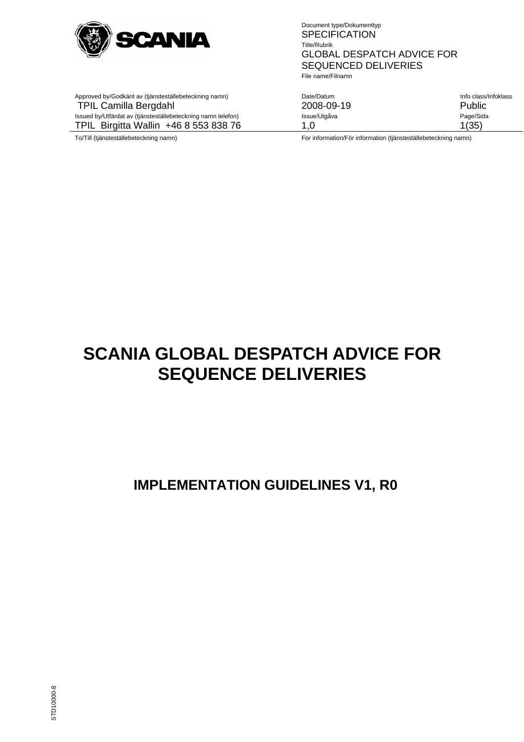| | Document type/Dokumenttyp | |
|---|---|---|
| | SPECIFICATION | |
| | Title/Rubrik | |
| | GLOBAL DESPATCH ADVICE FOR SEQUENCED DELIVERIES | |
| | File name/Filnamn | |
| Approved by/Godkänt av (tjänsteställebeteckning namn) | Date/Datum | Info class/Infoklass |
| TPIL Camilla Bergdahl | 2008-09-19 | Public |
| Issued by/Utfärdat av (tjänsteställebeteckning namn telefon) | Issue/Utgåva | Page/Sida |
| TPIL Birgitta Wallin +46 8 553 838 76 | 1,0 | 1(35) |
| To/Till (tjänsteställebeteckning namn) | For information/För information (tjänsteställebeteckning namn) | |

# SCANIA GLOBAL DESPATCH ADVICE FOR SEQUENCE DELIVERIES

## IMPLEMENTATION GUIDELINES V1, R0

STD10000-8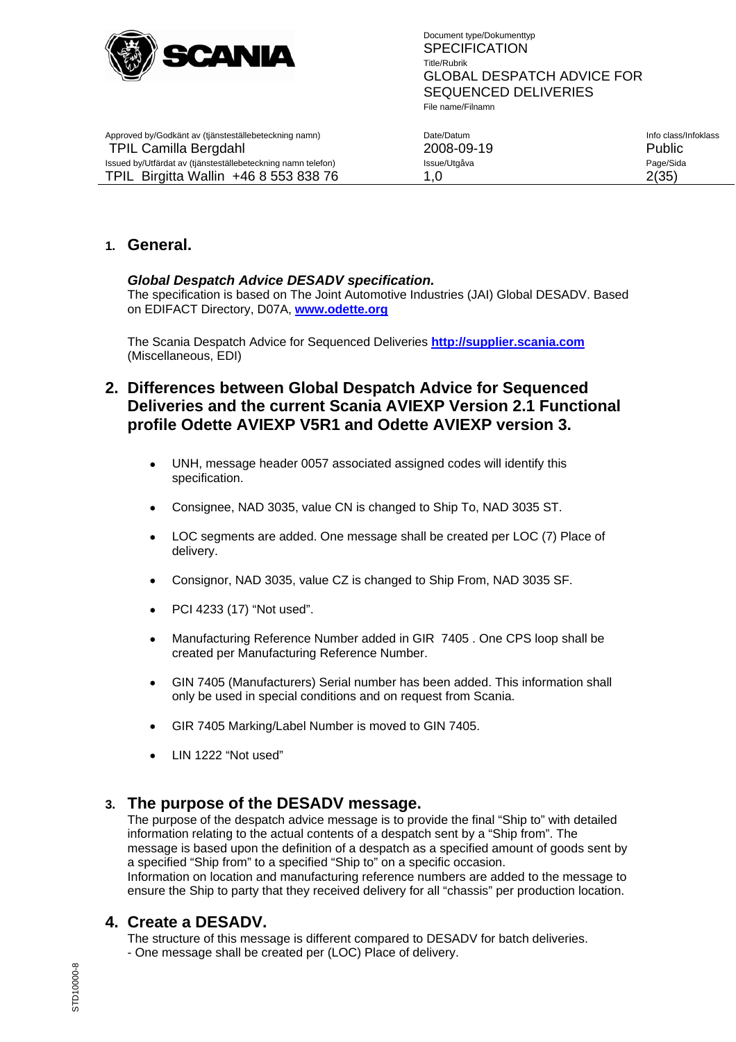## 1. General.

***Global Despatch Advice DESADV specification.***
The specification is based on The Joint Automotive Industries (JAI) Global DESADV. Based on EDIFACT Directory, D07A, **www.odette.org**

The Scania Despatch Advice for Sequenced Deliveries **http://supplier.scania.com** (Miscellaneous, EDI)

## 2. Differences between Global Despatch Advice for Sequenced Deliveries and the current Scania AVIEXP Version 2.1 Functional profile Odette AVIEXP V5R1 and Odette AVIEXP version 3.

- UNH, message header 0057 associated assigned codes will identify this specification.
- Consignee, NAD 3035, value CN is changed to Ship To, NAD 3035 ST.
- LOC segments are added. One message shall be created per LOC (7) Place of delivery.
- Consignor, NAD 3035, value CZ is changed to Ship From, NAD 3035 SF.
- PCI 4233 (17) "Not used".
- Manufacturing Reference Number added in GIR 7405 . One CPS loop shall be created per Manufacturing Reference Number.
- GIN 7405 (Manufacturers) Serial number has been added. This information shall only be used in special conditions and on request from Scania.
- GIR 7405 Marking/Label Number is moved to GIN 7405.
- LIN 1222 "Not used"

## 3. The purpose of the DESADV message.

The purpose of the despatch advice message is to provide the final "Ship to" with detailed information relating to the actual contents of a despatch sent by a "Ship from". The message is based upon the definition of a despatch as a specified amount of goods sent by a specified "Ship from" to a specified "Ship to" on a specific occasion.
Information on location and manufacturing reference numbers are added to the message to ensure the Ship to party that they received delivery for all "chassis" per production location.

## 4. Create a DESADV.

The structure of this message is different compared to DESADV for batch deliveries.
- One message shall be created per (LOC) Place of delivery.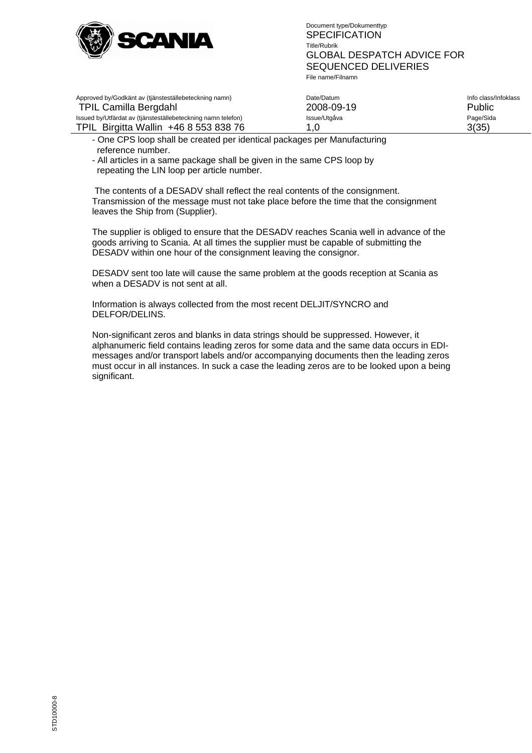- One CPS loop shall be created per identical packages per Manufacturing reference number.
- All articles in a same package shall be given in the same CPS loop by repeating the LIN loop per article number.

The contents of a DESADV shall reflect the real contents of the consignment. Transmission of the message must not take place before the time that the consignment leaves the Ship from (Supplier).

The supplier is obliged to ensure that the DESADV reaches Scania well in advance of the goods arriving to Scania. At all times the supplier must be capable of submitting the DESADV within one hour of the consignment leaving the consignor.

DESADV sent too late will cause the same problem at the goods reception at Scania as when a DESADV is not sent at all.

Information is always collected from the most recent DELJIT/SYNCRO and DELFOR/DELINS.

Non-significant zeros and blanks in data strings should be suppressed. However, it alphanumeric field contains leading zeros for some data and the same data occurs in EDI-messages and/or transport labels and/or accompanying documents then the leading zeros must occur in all instances. In suck a case the leading zeros are to be looked upon a being significant.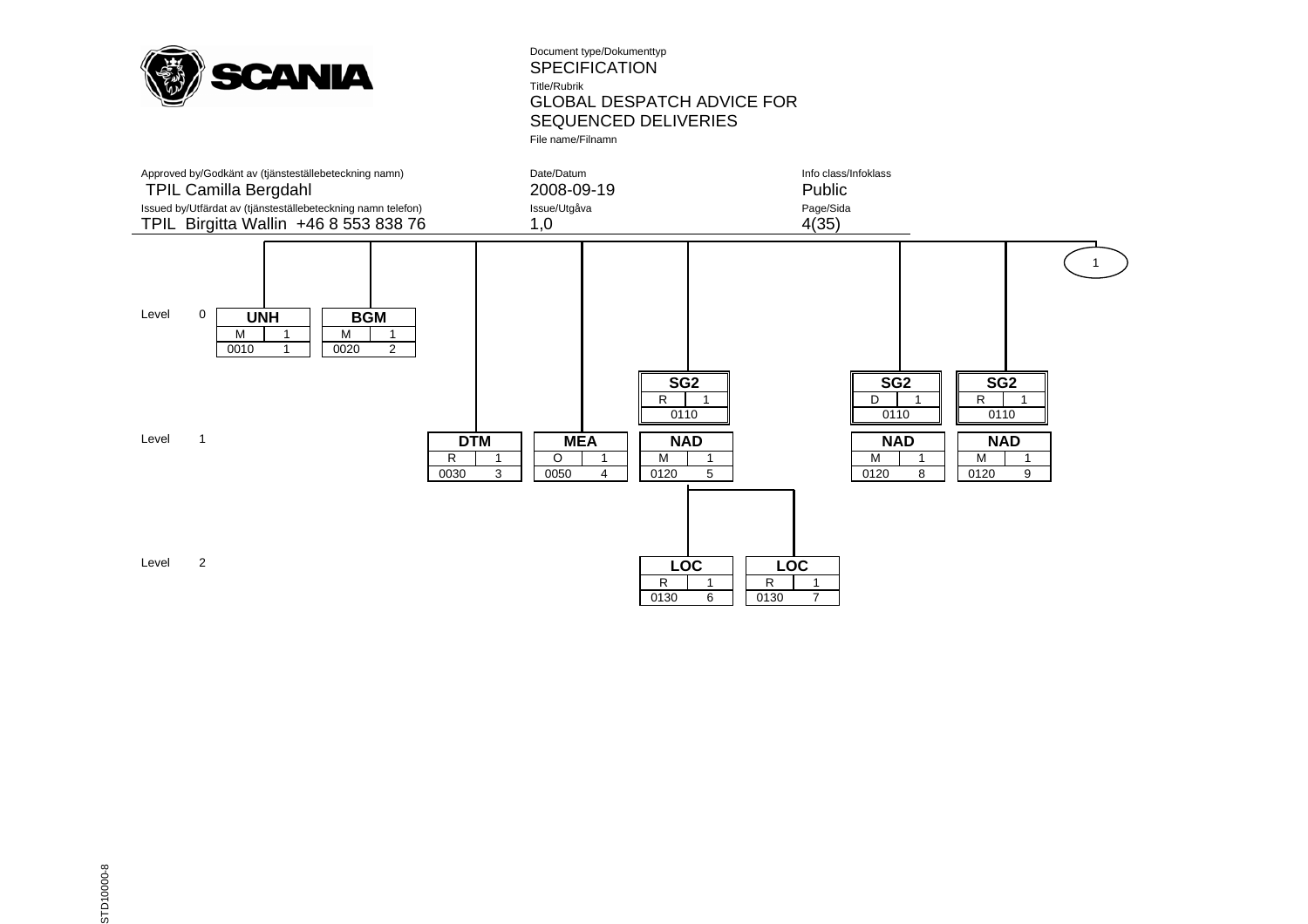Document type/Dokumenttyp
SPECIFICATION
Title/Rubrik
GLOBAL DESPATCH ADVICE FOR SEQUENCED DELIVERIES
File name/Filnamn

| Approved by/Godkänt av (tjänsteställebeteckning namn) | Date/Datum | Info class/Infoklass |
|---|---|---|
| TPIL Camilla Bergdahl | 2008-09-19 | Public |
| **Issued by/Utfärdat av (tjänsteställebeteckning namn telefon)** | **Issue/Utgåva** | **Page/Sida** |
| TPIL Birgitta Wallin +46 8 553 838 76 | 1,0 | 4(35) |

| Level | Segment/Group | Status | Max repeat | Position | Number |
|---|---|---|---|---|---|
| 0 | UNH | M | 1 | 0010 | 1 |
| 0 | BGM | M | 1 | 0020 | 2 |
| 1 | DTM | R | 1 | 0030 | 3 |
| 1 | MEA | O | 1 | 0050 | 4 |
| 0 | SG2 | R | 1 | 0110 | |
| 1 | NAD | M | 1 | 0120 | 5 |
| 2 | LOC | R | 1 | 0130 | 6 |
| 2 | LOC | R | 1 | 0130 | 7 |
| 0 | SG2 | D | 1 | 0110 | |
| 1 | NAD | M | 1 | 0120 | 8 |
| 0 | SG2 | R | 1 | 0110 | |
| 1 | NAD | M | 1 | 0120 | 9 |

1

STD10000-8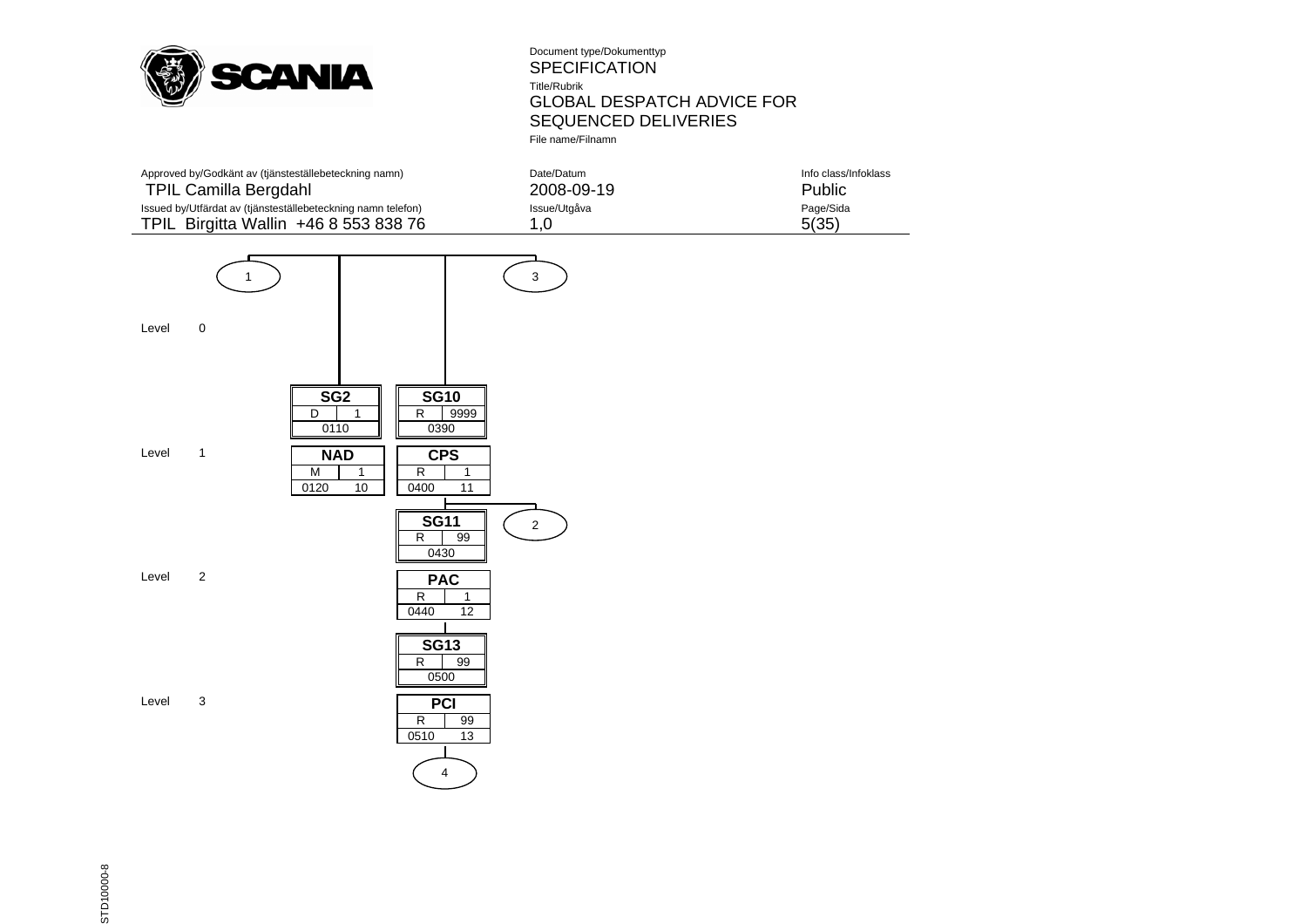Level 0

Connector 1 — Connector 3

Level 1

| SG2 | |
|---|---|
| D | 1 |
| 0110 | |

| NAD | |
|---|---|
| M | 1 |
| 0120 | 10 |

| SG10 | |
|---|---|
| R | 9999 |
| 0390 | |

| CPS | |
|---|---|
| R | 1 |
| 0400 | 11 |

Connector 2

Level 2

| SG11 | |
|---|---|
| R | 99 |
| 0430 | |

| PAC | |
|---|---|
| R | 1 |
| 0440 | 12 |

Level 3

| SG13 | |
|---|---|
| R | 99 |
| 0500 | |

| PCI | |
|---|---|
| R | 99 |
| 0510 | 13 |

Connector 4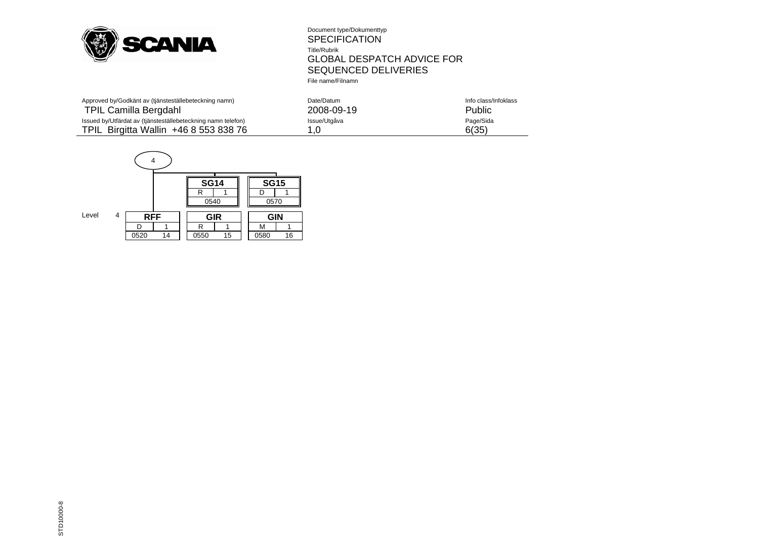| | SG14 | SG15 |
|---|---|---|
| | R 1 | D 1 |
| | 0540 | 0570 |

Level 4

| RFF | GIR | GIN |
|---|---|---|
| D 1 | R 1 | M 1 |
| 0520 14 | 0550 15 | 0580 16 |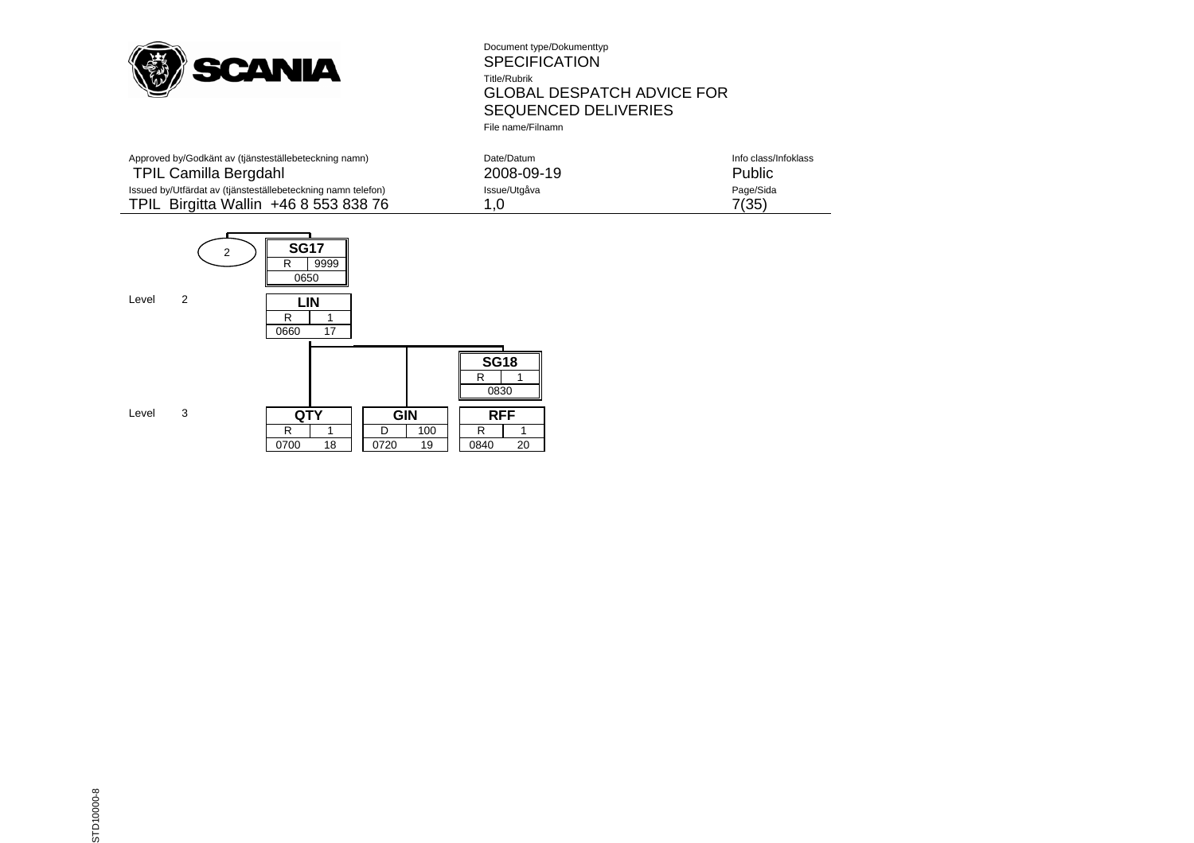Document type/Dokumenttyp
SPECIFICATION
Title/Rubrik
GLOBAL DESPATCH ADVICE FOR SEQUENCED DELIVERIES
File name/Filnamn

| Approved by/Godkänt av (tjänsteställebeteckning namn) | Date/Datum | Info class/Infoklass |
|---|---|---|
| TPIL Camilla Bergdahl | 2008-09-19 | Public |
| Issued by/Utfärdat av (tjänsteställebeteckning namn telefon) | Issue/Utgåva | Page/Sida |
| TPIL Birgitta Wallin +46 8 553 838 76 | 1,0 | 7(35) |

(2)

**SG17**
R | 9999
0650

Level 2

**LIN**
R | 1
0660 17

**SG18**
R | 1
0830

Level 3

**QTY**
R | 1
0700 18

**GIN**
D | 100
0720 19

**RFF**
R | 1
0840 20

STD10000-8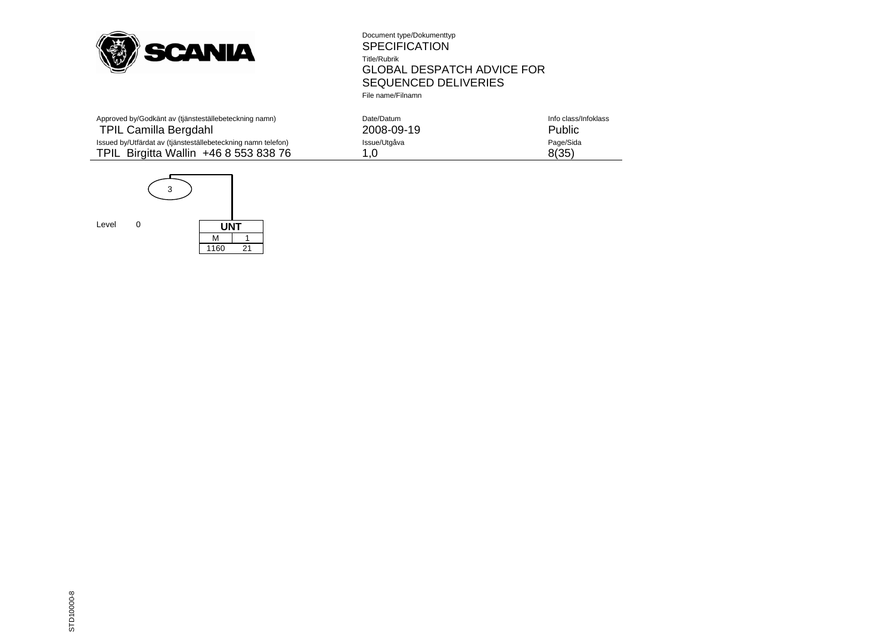Document type/Dokumenttyp
SPECIFICATION
Title/Rubrik
GLOBAL DESPATCH ADVICE FOR SEQUENCED DELIVERIES
File name/Filnamn

| Approved by/Godkänt av (tjänsteställebeteckning namn) | Date/Datum | Info class/Infoklass |
|---|---|---|
| TPIL Camilla Bergdahl | 2008-09-19 | Public |
| Issued by/Utfärdat av (tjänsteställebeteckning namn telefon) | Issue/Utgåva | Page/Sida |
| TPIL Birgitta Wallin +46 8 553 838 76 | 1,0 | 8(35) |

3

Level 0

| UNT | |
|---|---|
| M | 1 |
| 1160 | 21 |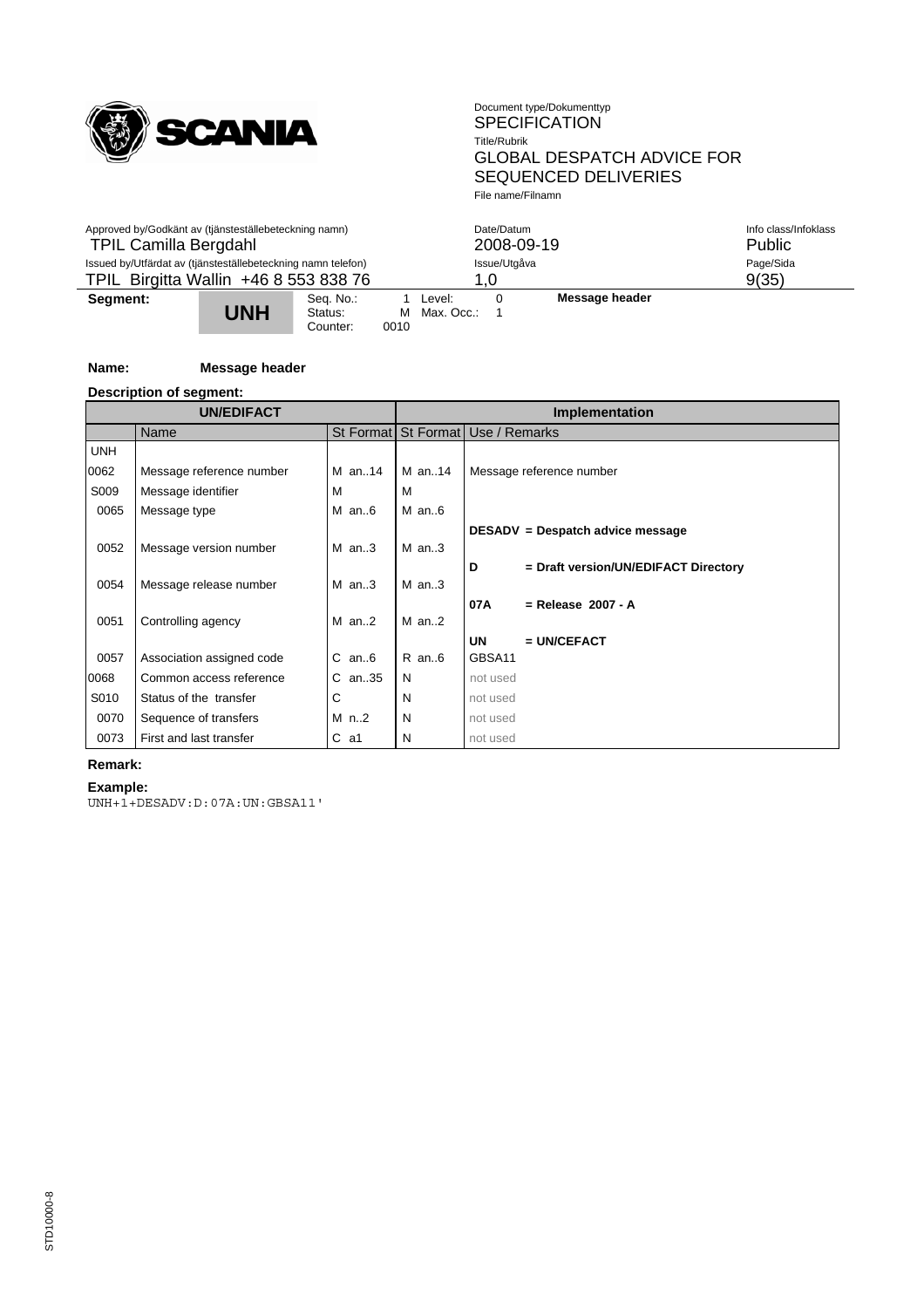**Segment:** UNH

Seq. No.: 1 Level: 0 **Message header**
Status: M Max. Occ.: 1
Counter: 0010

**Name:** **Message header**

**Description of segment:**

| UN/EDIFACT | | | Implementation | |
|---|---|---|---|---|
| | Name | St Format | St Format | Use / Remarks |
| UNH | | | | |
| 0062 | Message reference number | M an..14 | M an..14 | Message reference number |
| S009 | Message identifier | M | M | |
| 0065 | Message type | M an..6 | M an..6 | |
| | | | | **DESADV = Despatch advice message** |
| 0052 | Message version number | M an..3 | M an..3 | |
| | | | | **D = Draft version/UN/EDIFACT Directory** |
| 0054 | Message release number | M an..3 | M an..3 | |
| | | | | **07A = Release 2007 - A** |
| 0051 | Controlling agency | M an..2 | M an..2 | |
| | | | | **UN = UN/CEFACT** |
| 0057 | Association assigned code | C an..6 | R an..6 | GBSA11 |
| 0068 | Common access reference | C an..35 | N | not used |
| S010 | Status of the transfer | C | N | not used |
| 0070 | Sequence of transfers | M n..2 | N | not used |
| 0073 | First and last transfer | C a1 | N | not used |

**Remark:**

**Example:**

```
UNH+1+DESADV:D:07A:UN:GBSA11'
```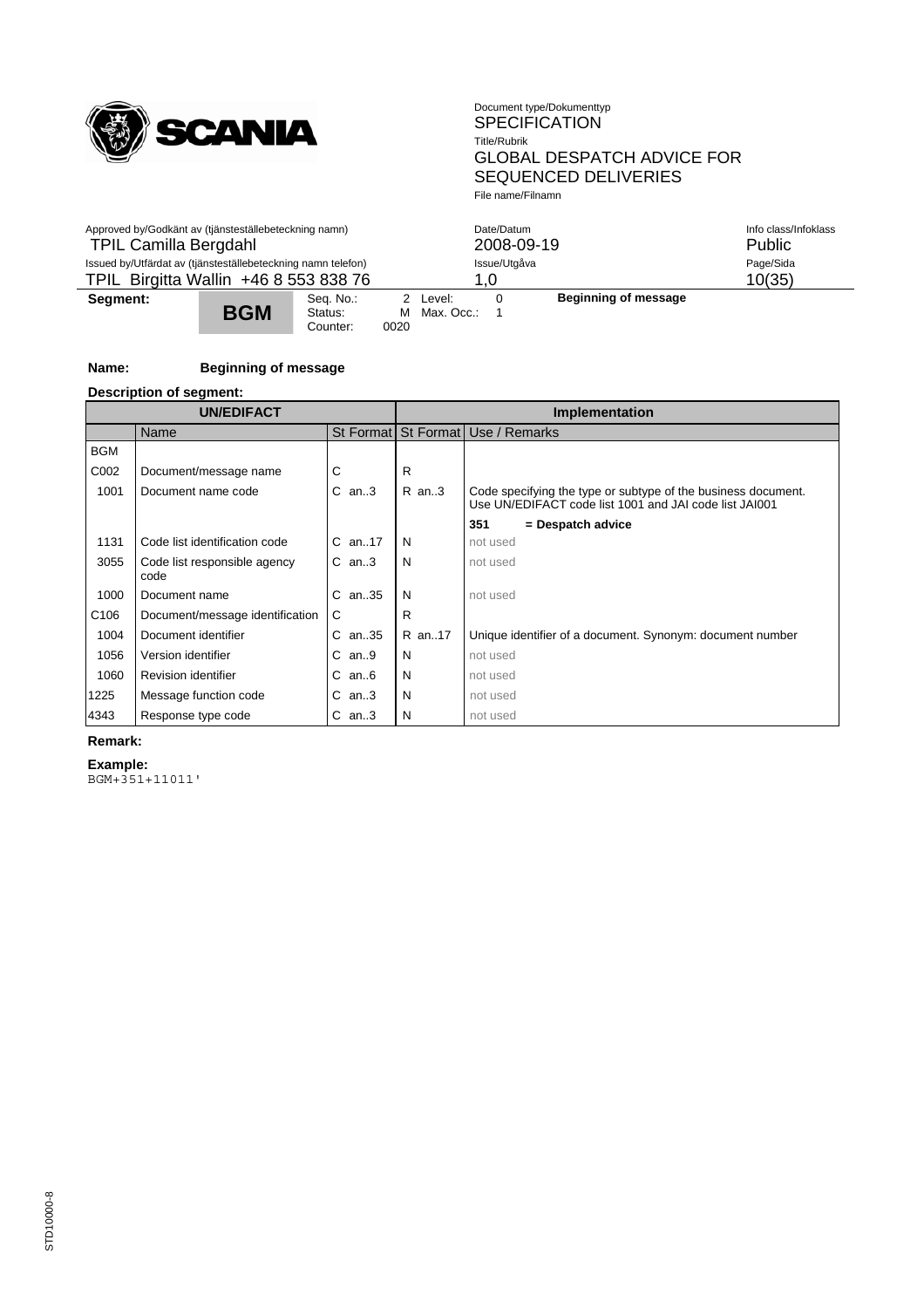| Segment: | BGM | Seq. No.: | 2 | Level: | 0 | Beginning of message |
|---|---|---|---|---|---|---|
| | | Status: | M | Max. Occ.: | 1 | |
| | | Counter: | 0020 | | | |

**Name:** **Beginning of message**

**Description of segment:**

| UN/EDIFACT | | | Implementation | |
|---|---|---|---|---|
| | Name | St Format | St Format | Use / Remarks |
| BGM | | | | |
| C002 | Document/message name | C | R | |
| 1001 | Document name code | C an..3 | R an..3 | Code specifying the type or subtype of the business document. Use UN/EDIFACT code list 1001 and JAI code list JAI001 |
| | | | | **351 = Despatch advice** |
| 1131 | Code list identification code | C an..17 | N | not used |
| 3055 | Code list responsible agency code | C an..3 | N | not used |
| 1000 | Document name | C an..35 | N | not used |
| C106 | Document/message identification | C | R | |
| 1004 | Document identifier | C an..35 | R an..17 | Unique identifier of a document. Synonym: document number |
| 1056 | Version identifier | C an..9 | N | not used |
| 1060 | Revision identifier | C an..6 | N | not used |
| 1225 | Message function code | C an..3 | N | not used |
| 4343 | Response type code | C an..3 | N | not used |

**Remark:**

**Example:**

```
BGM+351+11011'
```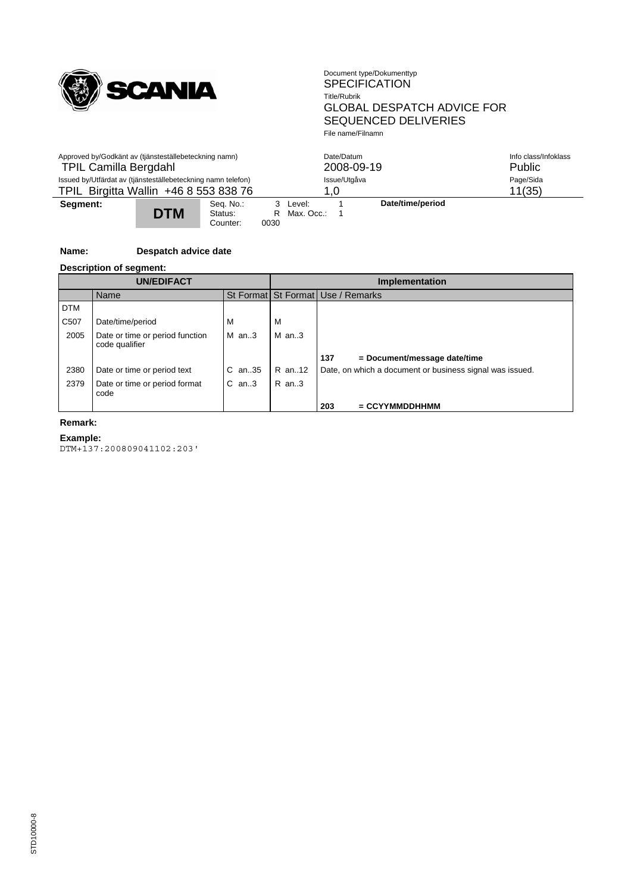| Segment: | DTM | Seq. No.: 3 | Level: 1 | Date/time/period |
|---|---|---|---|---|
| | | Status: R | Max. Occ.: 1 | |
| | | Counter: 0030 | | |

**Name:** **Despatch advice date**

**Description of segment:**

| UN/EDIFACT | | | Implementation | |
|---|---|---|---|---|
| | Name | St Format | St Format | Use / Remarks |
| DTM | | | | |
| C507 | Date/time/period | M | M | |
| 2005 | Date or time or period function code qualifier | M an..3 | M an..3 | |
| | | | | **137 = Document/message date/time** |
| 2380 | Date or time or period text | C an..35 | R an..12 | Date, on which a document or business signal was issued. |
| 2379 | Date or time or period format code | C an..3 | R an..3 | |
| | | | | **203 = CCYYMMDDHHMM** |

**Remark:**

**Example:**

```
DTM+137:200809041102:203'
```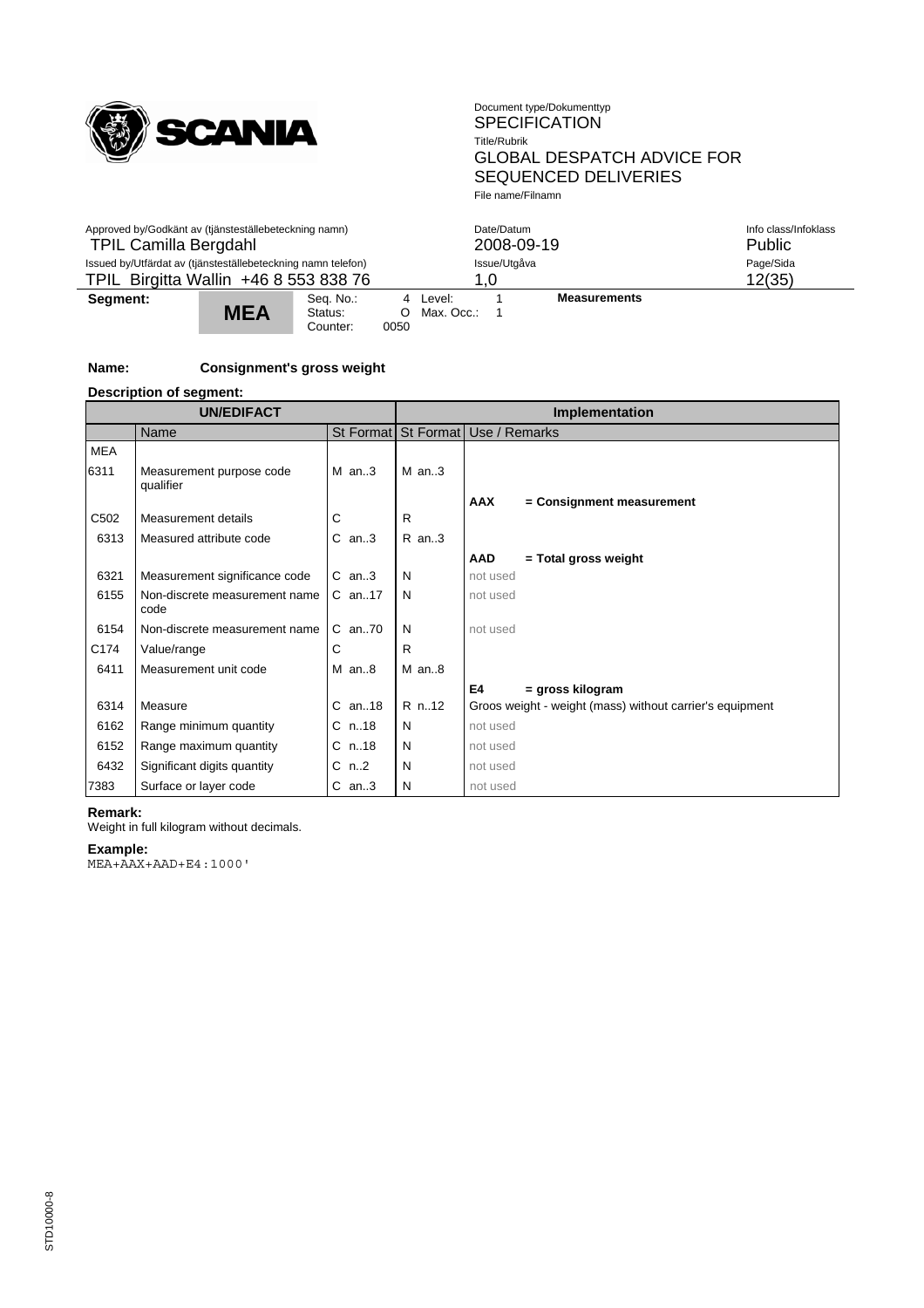| Segment: | MEA | Seq. No.: 4 | Level: 1 | Measurements |
|---|---|---|---|---|
| | | Status: O | Max. Occ.: 1 | |
| | | Counter: 0050 | | |

**Name:** **Consignment's gross weight**

**Description of segment:**

| UN/EDIFACT | | | Implementation | |
|---|---|---|---|---|
| | Name | St Format | St Format | Use / Remarks |
| MEA | | | | |
| 6311 | Measurement purpose code qualifier | M an..3 | M an..3 | |
| | | | | **AAX** **= Consignment measurement** |
| C502 | Measurement details | C | R | |
| 6313 | Measured attribute code | C an..3 | R an..3 | |
| | | | | **AAD** **= Total gross weight** |
| 6321 | Measurement significance code | C an..3 | N | not used |
| 6155 | Non-discrete measurement name code | C an..17 | N | not used |
| 6154 | Non-discrete measurement name | C an..70 | N | not used |
| C174 | Value/range | C | R | |
| 6411 | Measurement unit code | M an..8 | M an..8 | |
| | | | | **E4** **= gross kilogram** |
| 6314 | Measure | C an..18 | R n..12 | Groos weight - weight (mass) without carrier's equipment |
| 6162 | Range minimum quantity | C n..18 | N | not used |
| 6152 | Range maximum quantity | C n..18 | N | not used |
| 6432 | Significant digits quantity | C n..2 | N | not used |
| 7383 | Surface or layer code | C an..3 | N | not used |

**Remark:**
Weight in full kilogram without decimals.

**Example:**

```
MEA+AAX+AAD+E4:1000'
```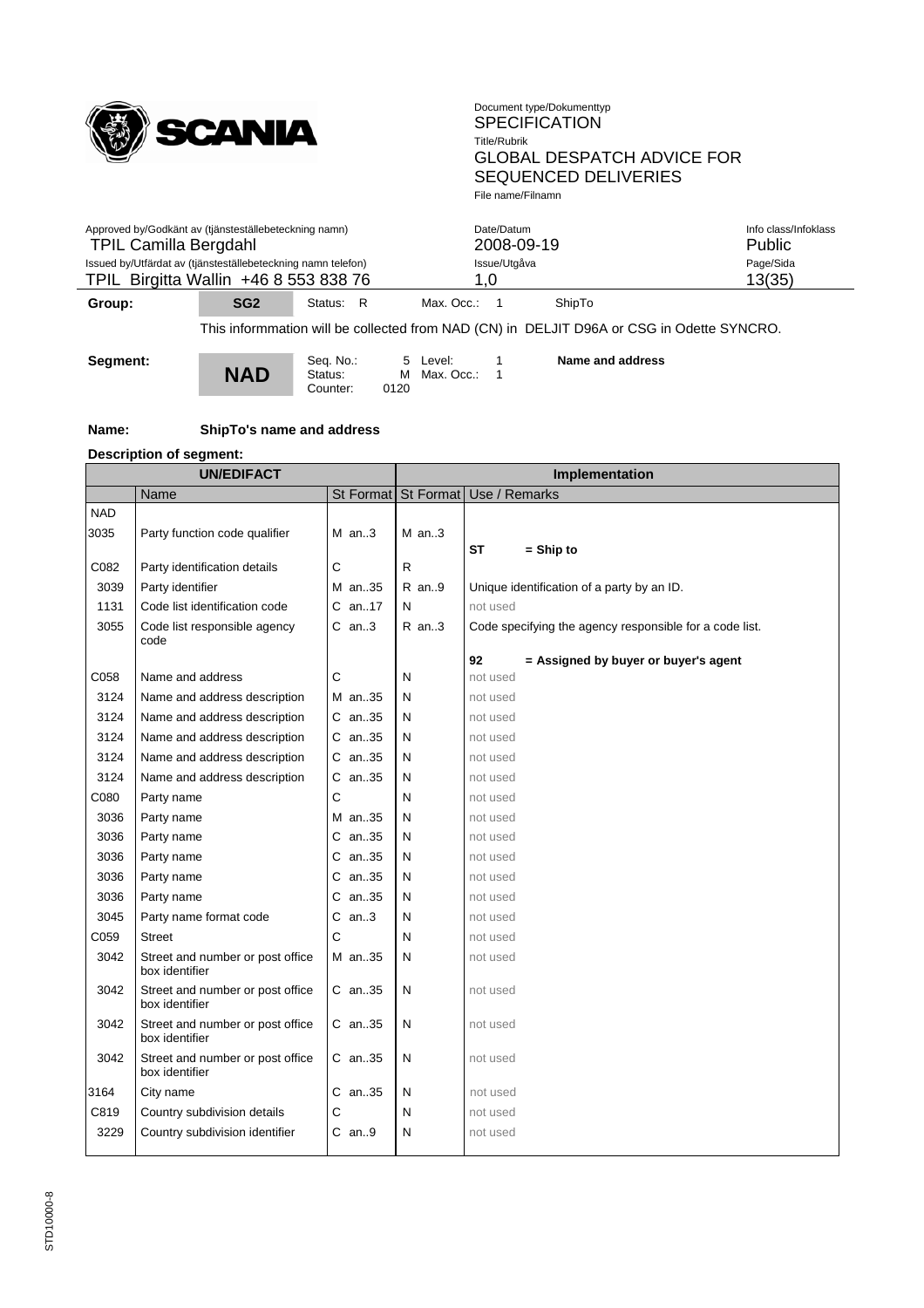| Group: | SG2 | Status: R | Max. Occ.: 1 | ShipTo |
|---|---|---|---|---|

This informmation will be collected from NAD (CN) in DELJIT D96A or CSG in Odette SYNCRO.

| Segment: | NAD | Seq. No.: 5 | Level: 1 | Name and address |
|---|---|---|---|---|
| | | Status: M | Max. Occ.: 1 | |
| | | Counter: 0120 | | |

**Name:** ShipTo's name and address

**Description of segment:**

| UN/EDIFACT | | | Implementation | |
|---|---|---|---|---|
| | Name | St Format | St Format | Use / Remarks |
| NAD | | | | |
| 3035 | Party function code qualifier | M an..3 | M an..3 | **ST** **= Ship to** |
| C082 | Party identification details | C | R | |
| 3039 | Party identifier | M an..35 | R an..9 | Unique identification of a party by an ID. |
| 1131 | Code list identification code | C an..17 | N | not used |
| 3055 | Code list responsible agency code | C an..3 | R an..3 | Code specifying the agency responsible for a code list.<br>**92** **= Assigned by buyer or buyer's agent** |
| C058 | Name and address | C | N | not used |
| 3124 | Name and address description | M an..35 | N | not used |
| 3124 | Name and address description | C an..35 | N | not used |
| 3124 | Name and address description | C an..35 | N | not used |
| 3124 | Name and address description | C an..35 | N | not used |
| 3124 | Name and address description | C an..35 | N | not used |
| C080 | Party name | C | N | not used |
| 3036 | Party name | M an..35 | N | not used |
| 3036 | Party name | C an..35 | N | not used |
| 3036 | Party name | C an..35 | N | not used |
| 3036 | Party name | C an..35 | N | not used |
| 3036 | Party name | C an..35 | N | not used |
| 3045 | Party name format code | C an..3 | N | not used |
| C059 | Street | C | N | not used |
| 3042 | Street and number or post office box identifier | M an..35 | N | not used |
| 3042 | Street and number or post office box identifier | C an..35 | N | not used |
| 3042 | Street and number or post office box identifier | C an..35 | N | not used |
| 3042 | Street and number or post office box identifier | C an..35 | N | not used |
| 3164 | City name | C an..35 | N | not used |
| C819 | Country subdivision details | C | N | not used |
| 3229 | Country subdivision identifier | C an..9 | N | not used |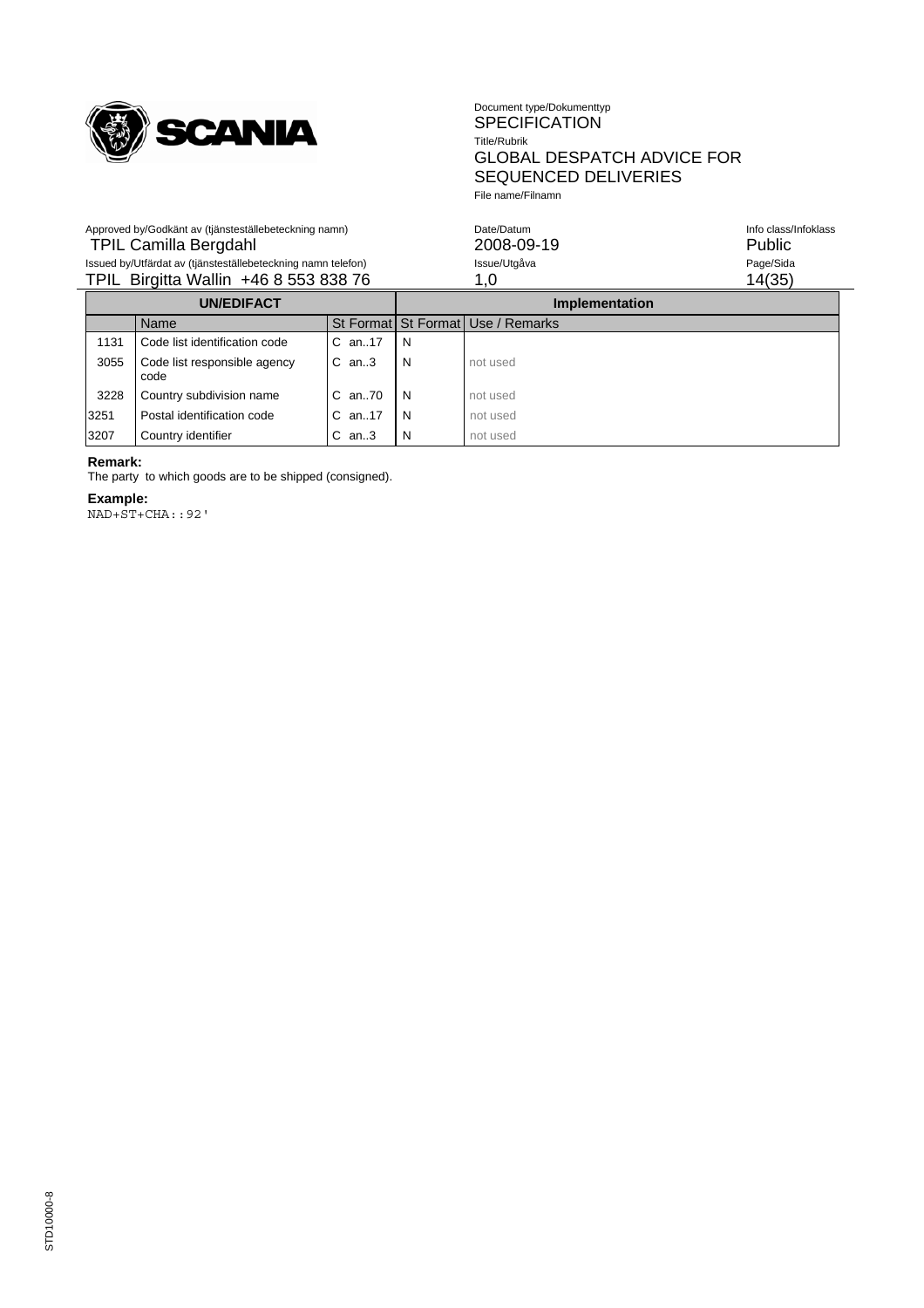| UN/EDIFACT | | | Implementation | |
|---|---|---|---|---|
| | Name | St Format | St Format | Use / Remarks |
| 1131 | Code list identification code | C an..17 | N | |
| 3055 | Code list responsible agency code | C an..3 | N | not used |
| 3228 | Country subdivision name | C an..70 | N | not used |
| 3251 | Postal identification code | C an..17 | N | not used |
| 3207 | Country identifier | C an..3 | N | not used |

**Remark:**

The party to which goods are to be shipped (consigned).

**Example:**

```
NAD+ST+CHA::92'
```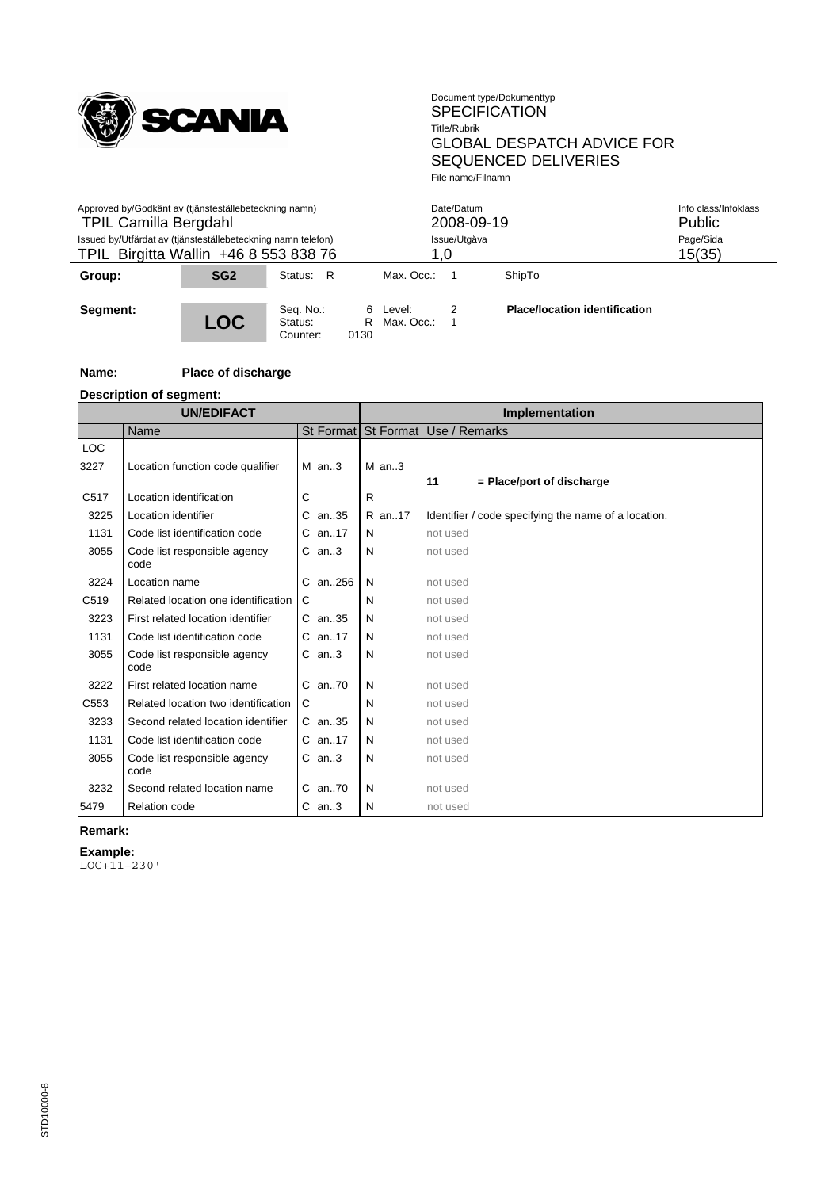| Group: | SG2 | Status: R | Max. Occ.: 1 | ShipTo |
|---|---|---|---|---|

| Segment: | LOC | Seq. No.: 6<br>Status: R<br>Counter: 0130 | Level: 2<br>Max. Occ.: 1 | Place/location identification |
|---|---|---|---|---|

**Name:** **Place of discharge**

**Description of segment:**

| UN/EDIFACT | | | Implementation | |
|---|---|---|---|---|
| | Name | St Format | St Format | Use / Remarks |
| LOC | | | | |
| 3227 | Location function code qualifier | M an..3 | M an..3 | **11 = Place/port of discharge** |
| C517 | Location identification | C | R | |
| 3225 | Location identifier | C an..35 | R an..17 | Identifier / code specifying the name of a location. |
| 1131 | Code list identification code | C an..17 | N | not used |
| 3055 | Code list responsible agency code | C an..3 | N | not used |
| 3224 | Location name | C an..256 | N | not used |
| C519 | Related location one identification | C | N | not used |
| 3223 | First related location identifier | C an..35 | N | not used |
| 1131 | Code list identification code | C an..17 | N | not used |
| 3055 | Code list responsible agency code | C an..3 | N | not used |
| 3222 | First related location name | C an..70 | N | not used |
| C553 | Related location two identification | C | N | not used |
| 3233 | Second related location identifier | C an..35 | N | not used |
| 1131 | Code list identification code | C an..17 | N | not used |
| 3055 | Code list responsible agency code | C an..3 | N | not used |
| 3232 | Second related location name | C an..70 | N | not used |
| 5479 | Relation code | C an..3 | N | not used |

**Remark:**

**Example:**

```
LOC+11+230'
```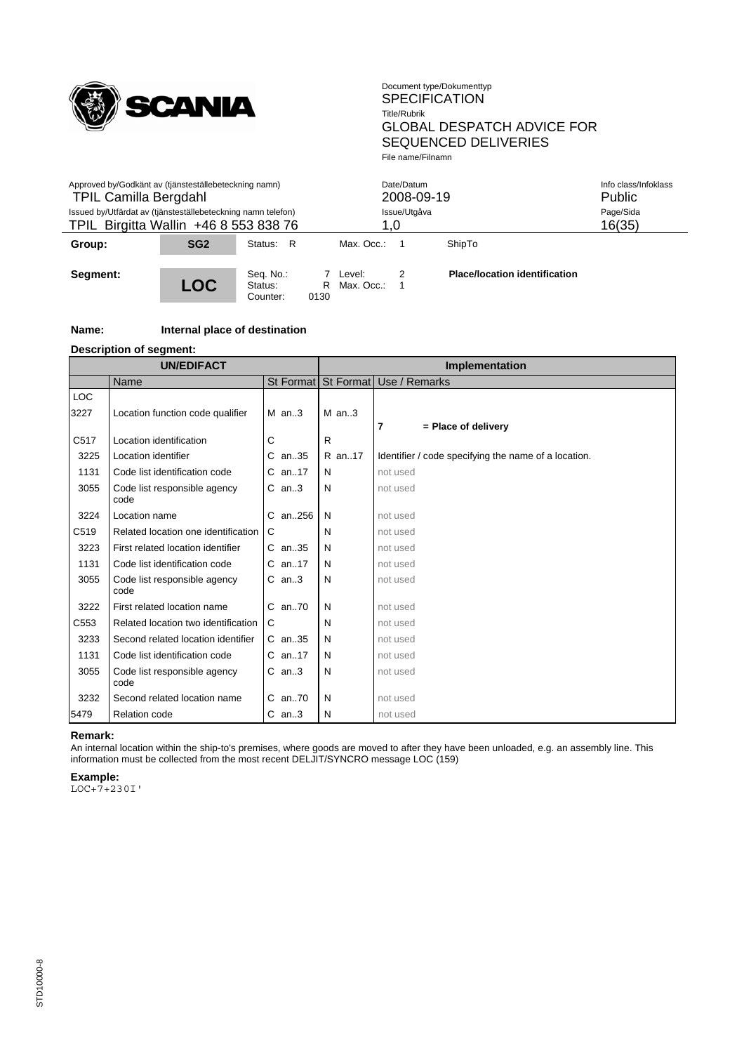| Group: | SG2 | Status: R | Max. Occ.: 1 | ShipTo |
|---|---|---|---|---|
| **Segment:** | **LOC** | Seq. No.: 7<br>Status: R<br>Counter: 0130 | Level: 2<br>Max. Occ.: 1 | **Place/location identification** |

**Name:** **Internal place of destination**

**Description of segment:**

| UN/EDIFACT | | | Implementation | |
|---|---|---|---|---|
| | Name | St Format | St Format | Use / Remarks |
| LOC | | | | |
| 3227 | Location function code qualifier | M an..3 | M an..3 | **7 = Place of delivery** |
| C517 | Location identification | C | R | |
| 3225 | Location identifier | C an..35 | R an..17 | Identifier / code specifying the name of a location. |
| 1131 | Code list identification code | C an..17 | N | not used |
| 3055 | Code list responsible agency code | C an..3 | N | not used |
| 3224 | Location name | C an..256 | N | not used |
| C519 | Related location one identification | C | N | not used |
| 3223 | First related location identifier | C an..35 | N | not used |
| 1131 | Code list identification code | C an..17 | N | not used |
| 3055 | Code list responsible agency code | C an..3 | N | not used |
| 3222 | First related location name | C an..70 | N | not used |
| C553 | Related location two identification | C | N | not used |
| 3233 | Second related location identifier | C an..35 | N | not used |
| 1131 | Code list identification code | C an..17 | N | not used |
| 3055 | Code list responsible agency code | C an..3 | N | not used |
| 3232 | Second related location name | C an..70 | N | not used |
| 5479 | Relation code | C an..3 | N | not used |

**Remark:**

An internal location within the ship-to's premises, where goods are moved to after they have been unloaded, e.g. an assembly line. This information must be collected from the most recent DELJIT/SYNCRO message LOC (159)

**Example:**

```
LOC+7+230I'
```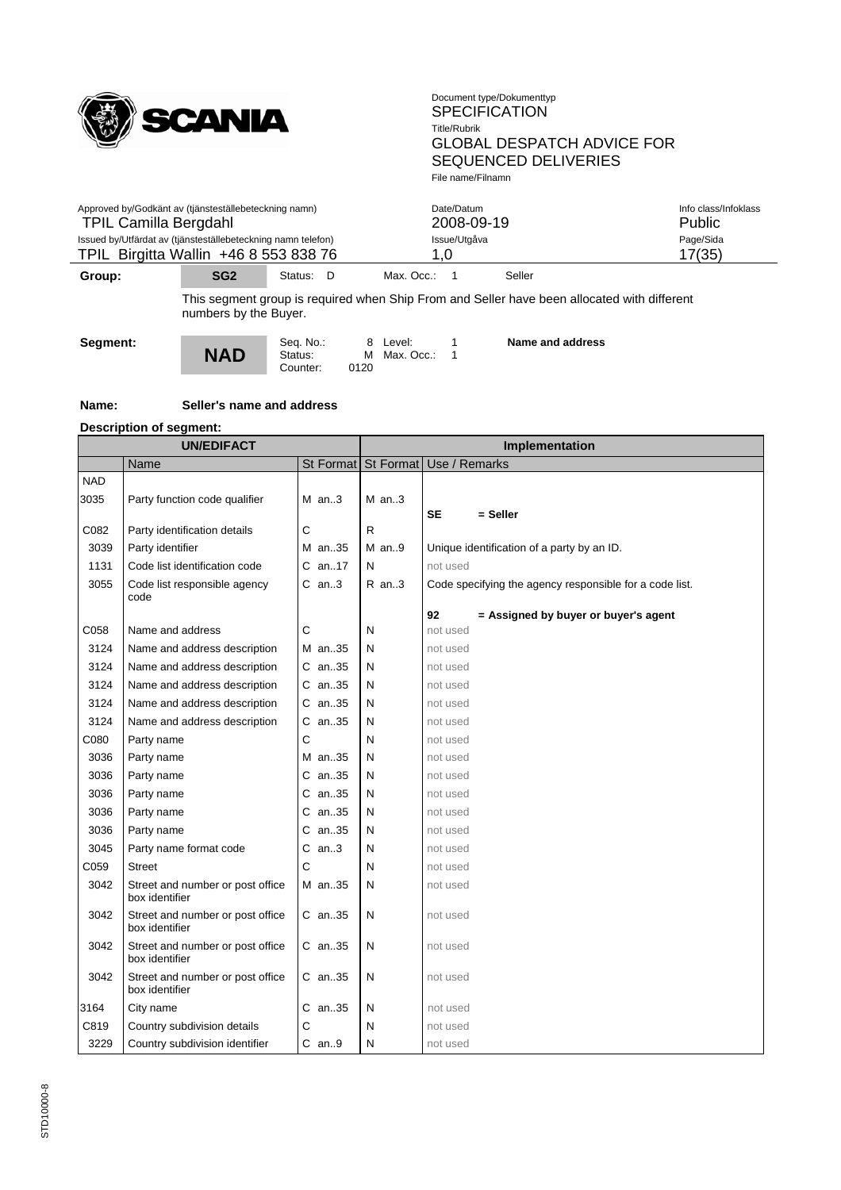**Group:** SG2 Status: D Max. Occ.: 1 Seller

This segment group is required when Ship From and Seller have been allocated with different numbers by the Buyer.

**Segment:** **NAD** Seq. No.: 8 Level: 1 **Name and address**
Status: M Max. Occ.: 1
Counter: 0120

**Name:** **Seller's name and address**

**Description of segment:**

| UN/EDIFACT | | | Implementation | |
|---|---|---|---|---|
| | Name | St Format | St Format | Use / Remarks |
| NAD | | | | |
| 3035 | Party function code qualifier | M an..3 | M an..3 | **SE = Seller** |
| C082 | Party identification details | C | R | |
| 3039 | Party identifier | M an..35 | M an..9 | Unique identification of a party by an ID. |
| 1131 | Code list identification code | C an..17 | N | not used |
| 3055 | Code list responsible agency code | C an..3 | R an..3 | Code specifying the agency responsible for a code list.<br>**92 = Assigned by buyer or buyer's agent** |
| C058 | Name and address | C | N | not used |
| 3124 | Name and address description | M an..35 | N | not used |
| 3124 | Name and address description | C an..35 | N | not used |
| 3124 | Name and address description | C an..35 | N | not used |
| 3124 | Name and address description | C an..35 | N | not used |
| 3124 | Name and address description | C an..35 | N | not used |
| C080 | Party name | C | N | not used |
| 3036 | Party name | M an..35 | N | not used |
| 3036 | Party name | C an..35 | N | not used |
| 3036 | Party name | C an..35 | N | not used |
| 3036 | Party name | C an..35 | N | not used |
| 3036 | Party name | C an..35 | N | not used |
| 3045 | Party name format code | C an..3 | N | not used |
| C059 | Street | C | N | not used |
| 3042 | Street and number or post office box identifier | M an..35 | N | not used |
| 3042 | Street and number or post office box identifier | C an..35 | N | not used |
| 3042 | Street and number or post office box identifier | C an..35 | N | not used |
| 3042 | Street and number or post office box identifier | C an..35 | N | not used |
| 3164 | City name | C an..35 | N | not used |
| C819 | Country subdivision details | C | N | not used |
| 3229 | Country subdivision identifier | C an..9 | N | not used |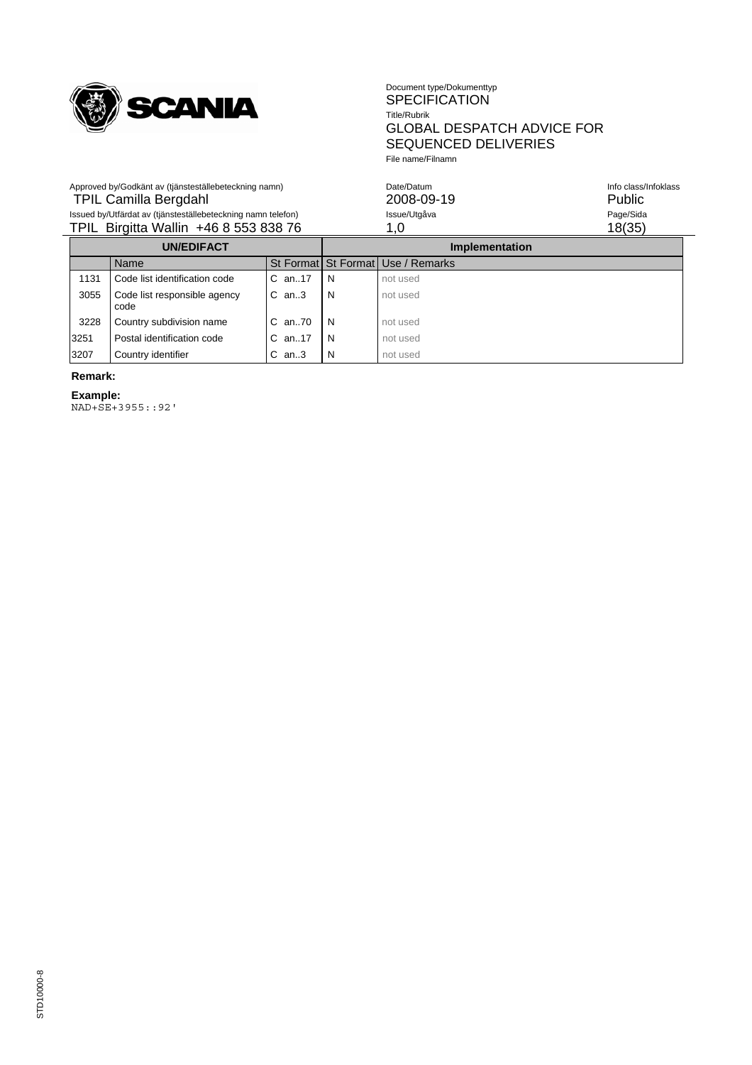| UN/EDIFACT | | | Implementation | |
|---|---|---|---|---|
| | Name | St Format | St Format | Use / Remarks |
| 1131 | Code list identification code | C an..17 | N | not used |
| 3055 | Code list responsible agency code | C an..3 | N | not used |
| 3228 | Country subdivision name | C an..70 | N | not used |
| 3251 | Postal identification code | C an..17 | N | not used |
| 3207 | Country identifier | C an..3 | N | not used |

**Remark:**

**Example:**

```
NAD+SE+3955::92'
```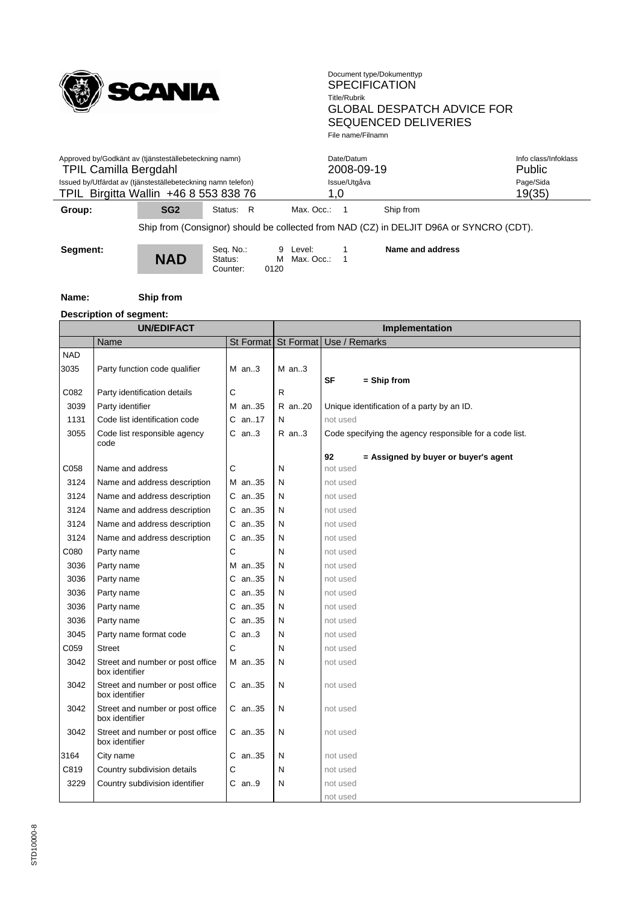| Group: | SG2 | Status: R | Max. Occ.: 1 | Ship from |
|---|---|---|---|---|

Ship from (Consignor) should be collected from NAD (CZ) in DELJIT D96A or SYNCRO (CDT).

| Segment: | NAD | Seq. No.: 9<br>Status: M<br>Counter: 0120 | Level: 1<br>Max. Occ.: 1 | Name and address |
|---|---|---|---|---|

**Name:** **Ship from**

**Description of segment:**

| UN/EDIFACT | | | Implementation | |
|---|---|---|---|---|
| | Name | St Format | St Format | Use / Remarks |
| NAD | | | | |
| 3035 | Party function code qualifier | M an..3 | M an..3 | **SF = Ship from** |
| C082 | Party identification details | C | R | |
| 3039 | Party identifier | M an..35 | R an..20 | Unique identification of a party by an ID. |
| 1131 | Code list identification code | C an..17 | N | not used |
| 3055 | Code list responsible agency code | C an..3 | R an..3 | Code specifying the agency responsible for a code list.<br>**92 = Assigned by buyer or buyer's agent** |
| C058 | Name and address | C | N | not used |
| 3124 | Name and address description | M an..35 | N | not used |
| 3124 | Name and address description | C an..35 | N | not used |
| 3124 | Name and address description | C an..35 | N | not used |
| 3124 | Name and address description | C an..35 | N | not used |
| 3124 | Name and address description | C an..35 | N | not used |
| C080 | Party name | C | N | not used |
| 3036 | Party name | M an..35 | N | not used |
| 3036 | Party name | C an..35 | N | not used |
| 3036 | Party name | C an..35 | N | not used |
| 3036 | Party name | C an..35 | N | not used |
| 3036 | Party name | C an..35 | N | not used |
| 3045 | Party name format code | C an..3 | N | not used |
| C059 | Street | C | N | not used |
| 3042 | Street and number or post office box identifier | M an..35 | N | not used |
| 3042 | Street and number or post office box identifier | C an..35 | N | not used |
| 3042 | Street and number or post office box identifier | C an..35 | N | not used |
| 3042 | Street and number or post office box identifier | C an..35 | N | not used |
| 3164 | City name | C an..35 | N | not used |
| C819 | Country subdivision details | C | N | not used |
| 3229 | Country subdivision identifier | C an..9 | N | not used |
| | | | | not used |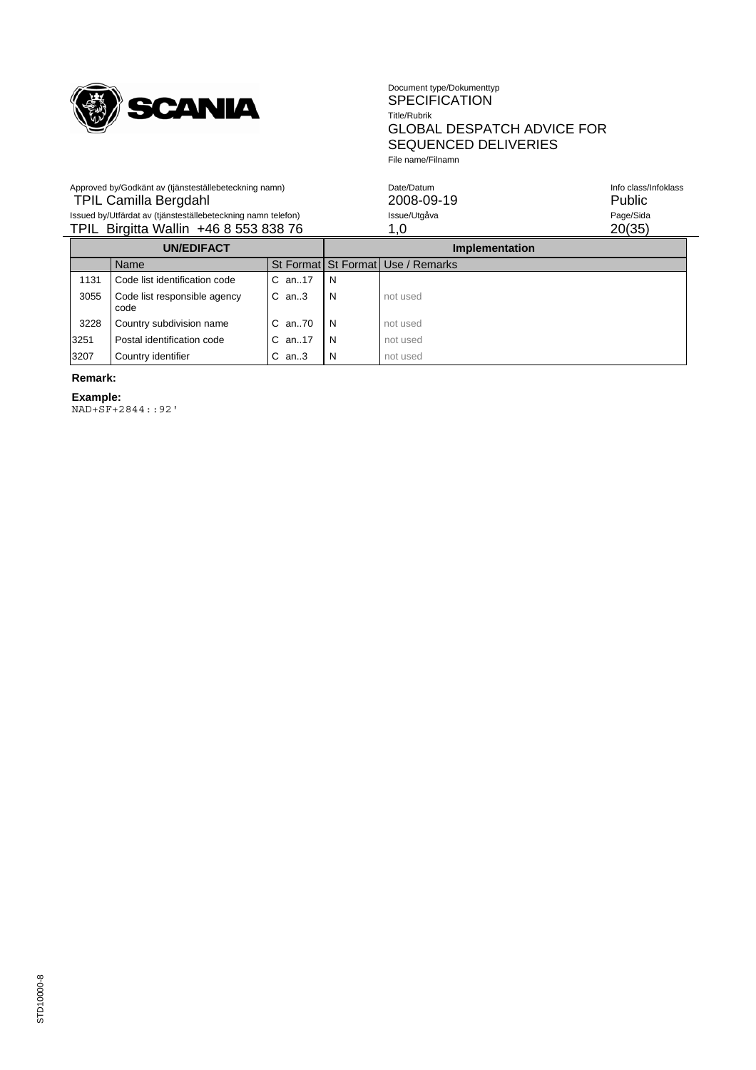| UN/EDIFACT | | | | Implementation | |
|---|---|---|---|---|---|
| | Name | St | Format | St Format | Use / Remarks |
| 1131 | Code list identification code | C | an..17 | N | |
| 3055 | Code list responsible agency code | C | an..3 | N | not used |
| 3228 | Country subdivision name | C | an..70 | N | not used |
| 3251 | Postal identification code | C | an..17 | N | not used |
| 3207 | Country identifier | C | an..3 | N | not used |

**Remark:**

**Example:**

```
NAD+SF+2844::92'
```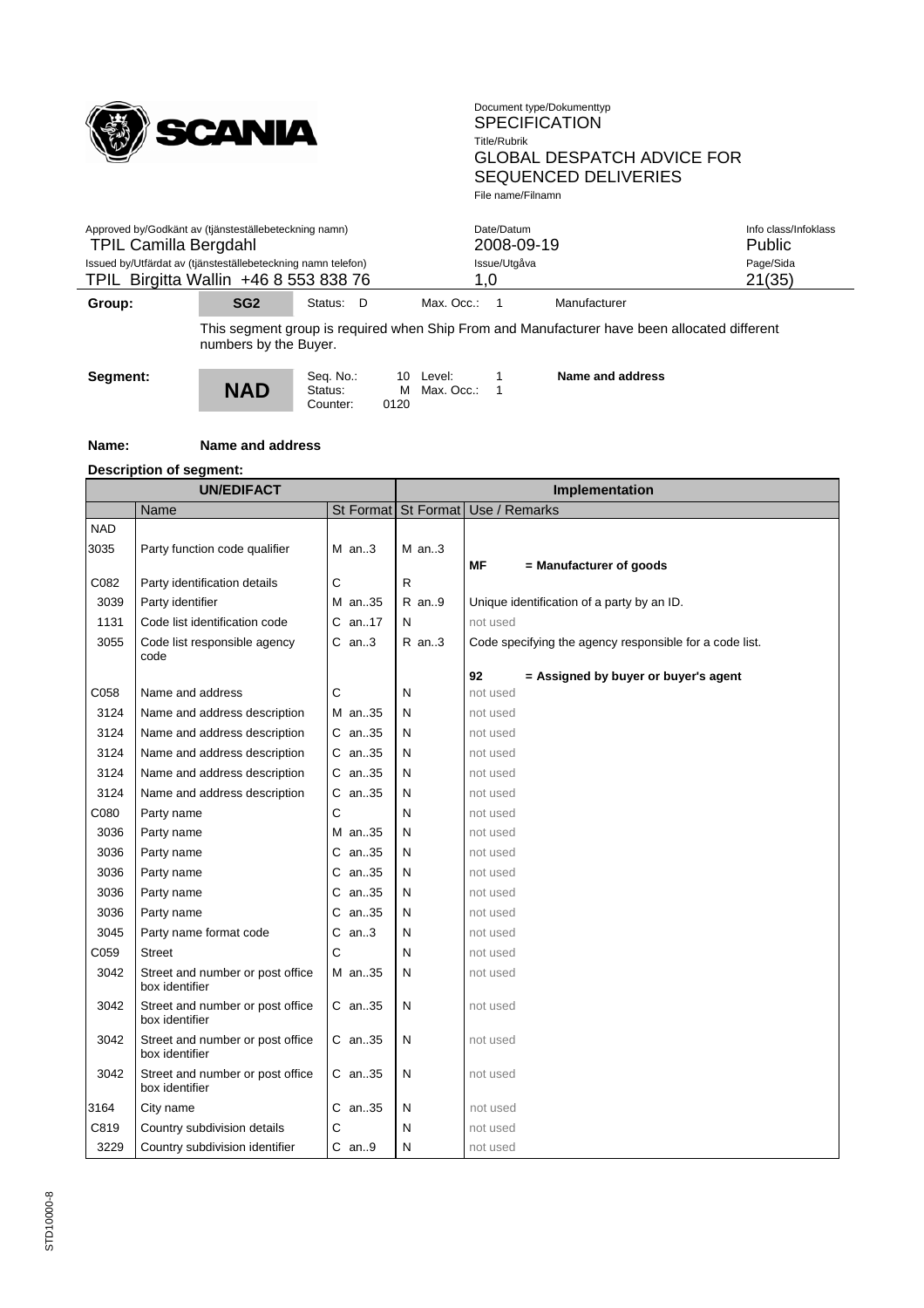**Group:** SG2 Status: D Max. Occ.: 1 Manufacturer

This segment group is required when Ship From and Manufacturer have been allocated different numbers by the Buyer.

**Segment:** **NAD** Seq. No.: 10 Status: M Counter: 0120 Level: 1 Max. Occ.: 1 **Name and address**

**Name:** **Name and address**

**Description of segment:**

| UN/EDIFACT | | | Implementation | |
|---|---|---|---|---|
| | Name | St Format | St Format | Use / Remarks |
| NAD | | | | |
| 3035 | Party function code qualifier | M an..3 | M an..3 | **MF = Manufacturer of goods** |
| C082 | Party identification details | C | R | |
| 3039 | Party identifier | M an..35 | R an..9 | Unique identification of a party by an ID. |
| 1131 | Code list identification code | C an..17 | N | not used |
| 3055 | Code list responsible agency code | C an..3 | R an..3 | Code specifying the agency responsible for a code list.<br>**92 = Assigned by buyer or buyer's agent** |
| C058 | Name and address | C | N | not used |
| 3124 | Name and address description | M an..35 | N | not used |
| 3124 | Name and address description | C an..35 | N | not used |
| 3124 | Name and address description | C an..35 | N | not used |
| 3124 | Name and address description | C an..35 | N | not used |
| 3124 | Name and address description | C an..35 | N | not used |
| C080 | Party name | C | N | not used |
| 3036 | Party name | M an..35 | N | not used |
| 3036 | Party name | C an..35 | N | not used |
| 3036 | Party name | C an..35 | N | not used |
| 3036 | Party name | C an..35 | N | not used |
| 3036 | Party name | C an..35 | N | not used |
| 3045 | Party name format code | C an..3 | N | not used |
| C059 | Street | C | N | not used |
| 3042 | Street and number or post office box identifier | M an..35 | N | not used |
| 3042 | Street and number or post office box identifier | C an..35 | N | not used |
| 3042 | Street and number or post office box identifier | C an..35 | N | not used |
| 3042 | Street and number or post office box identifier | C an..35 | N | not used |
| 3164 | City name | C an..35 | N | not used |
| C819 | Country subdivision details | C | N | not used |
| 3229 | Country subdivision identifier | C an..9 | N | not used |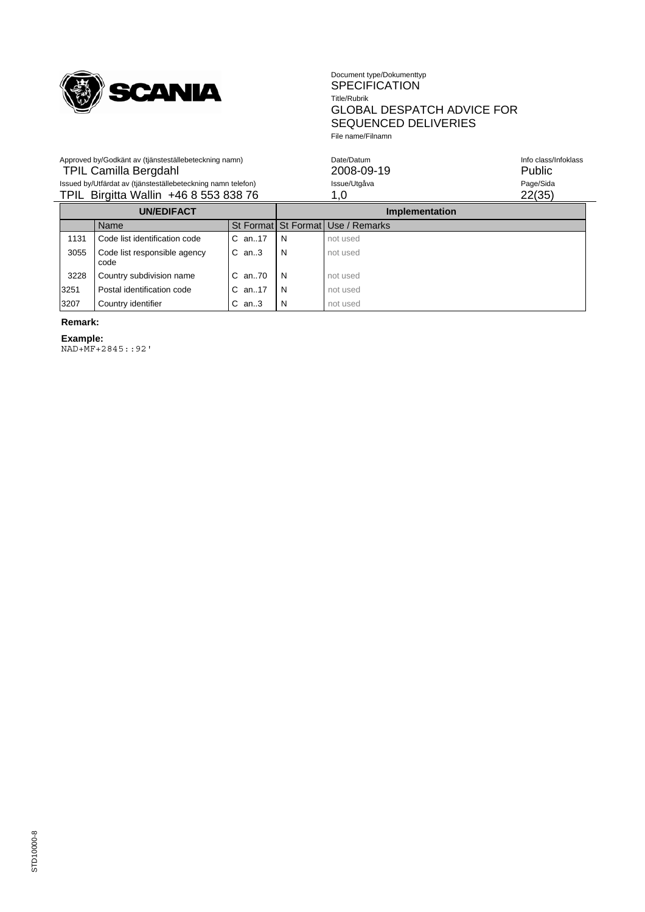| UN/EDIFACT | | | | Implementation | |
|---|---|---|---|---|---|
| | Name | St | Format | St Format | Use / Remarks |
| 1131 | Code list identification code | C | an..17 | N | not used |
| 3055 | Code list responsible agency code | C | an..3 | N | not used |
| 3228 | Country subdivision name | C | an..70 | N | not used |
| 3251 | Postal identification code | C | an..17 | N | not used |
| 3207 | Country identifier | C | an..3 | N | not used |

**Remark:**

**Example:**

```
NAD+MF+2845::92'
```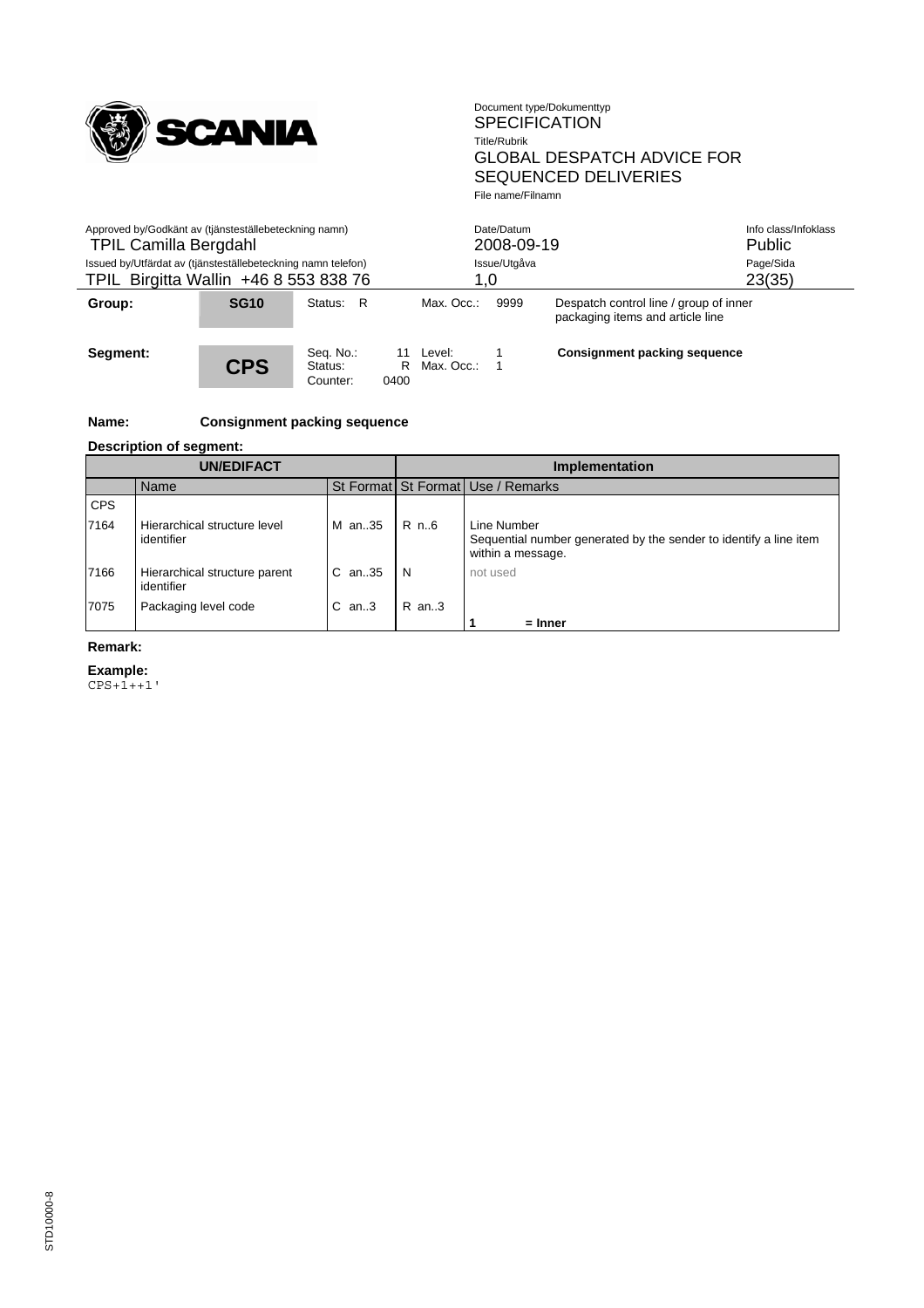| Group: | SG10 | Status: R | Max. Occ.: 9999 | Despatch control line / group of inner packaging items and article line |
|---|---|---|---|---|

| Segment: | CPS | Seq. No.: 11<br>Status: R<br>Counter: 0400 | Level: 1<br>Max. Occ.: 1 | Consignment packing sequence |
|---|---|---|---|---|

**Name:** **Consignment packing sequence**

**Description of segment:**

| UN/EDIFACT | | | Implementation | |
|---|---|---|---|---|
| | Name | St Format | St Format | Use / Remarks |
| CPS | | | | |
| 7164 | Hierarchical structure level identifier | M an..35 | R n..6 | Line Number<br>Sequential number generated by the sender to identify a line item within a message. |
| 7166 | Hierarchical structure parent identifier | C an..35 | N | not used |
| 7075 | Packaging level code | C an..3 | R an..3 | **1 = Inner** |

**Remark:**

**Example:**

```
CPS+1++1'
```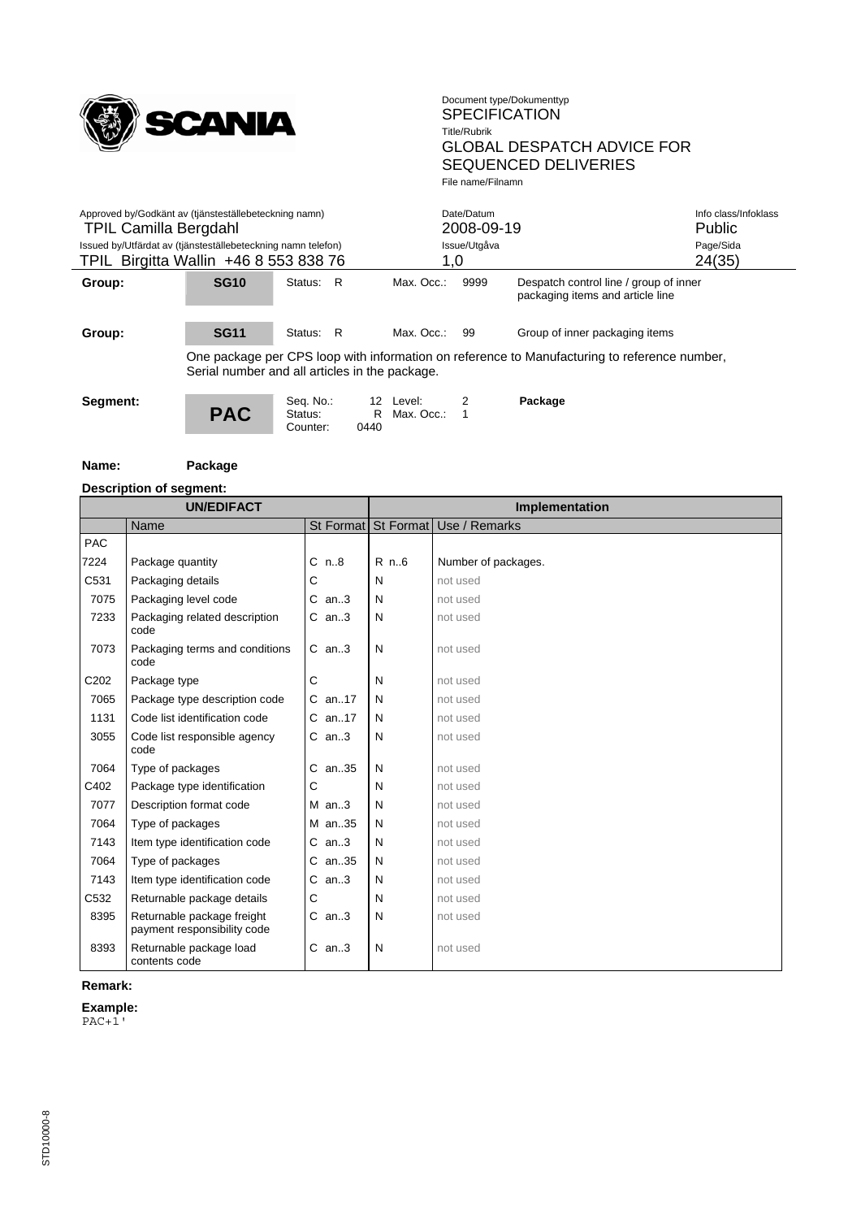| Group: | SG10 | Status: R | Max. Occ.: 9999 | Despatch control line / group of inner packaging items and article line |
|---|---|---|---|---|

| Group: | SG11 | Status: R | Max. Occ.: 99 | Group of inner packaging items |
|---|---|---|---|---|

One package per CPS loop with information on reference to Manufacturing to reference number, Serial number and all articles in the package.

| Segment: | PAC | Seq. No.: 12<br>Status: R<br>Counter: 0440 | Level: 2<br>Max. Occ.: 1 | Package |
|---|---|---|---|---|

**Name:** **Package**

**Description of segment:**

| UN/EDIFACT | | | Implementation | |
|---|---|---|---|---|
| | Name | St Format | St Format | Use / Remarks |
| PAC | | | | |
| 7224 | Package quantity | C n..8 | R n..6 | Number of packages. |
| C531 | Packaging details | C | N | not used |
| 7075 | Packaging level code | C an..3 | N | not used |
| 7233 | Packaging related description code | C an..3 | N | not used |
| 7073 | Packaging terms and conditions code | C an..3 | N | not used |
| C202 | Package type | C | N | not used |
| 7065 | Package type description code | C an..17 | N | not used |
| 1131 | Code list identification code | C an..17 | N | not used |
| 3055 | Code list responsible agency code | C an..3 | N | not used |
| 7064 | Type of packages | C an..35 | N | not used |
| C402 | Package type identification | C | N | not used |
| 7077 | Description format code | M an..3 | N | not used |
| 7064 | Type of packages | M an..35 | N | not used |
| 7143 | Item type identification code | C an..3 | N | not used |
| 7064 | Type of packages | C an..35 | N | not used |
| 7143 | Item type identification code | C an..3 | N | not used |
| C532 | Returnable package details | C | N | not used |
| 8395 | Returnable package freight payment responsibility code | C an..3 | N | not used |
| 8393 | Returnable package load contents code | C an..3 | N | not used |

**Remark:**

**Example:**

```
PAC+1'
```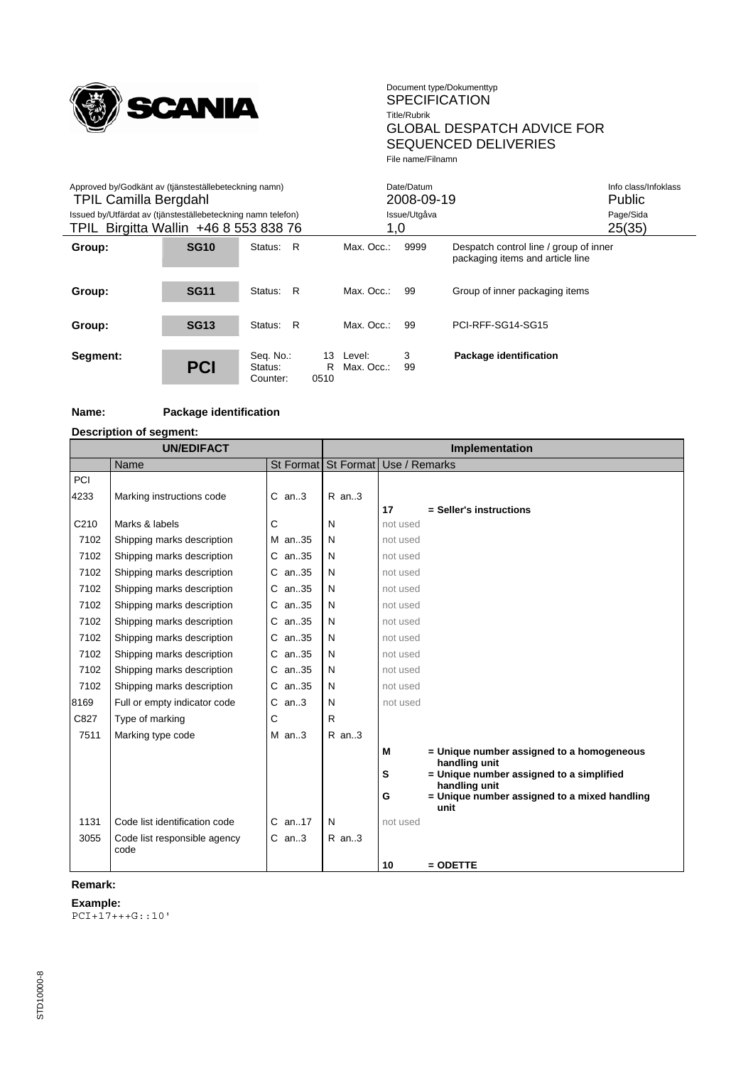| Group: | SG10 | Status: R | Max. Occ.: 9999 | Despatch control line / group of inner packaging items and article line |
|---|---|---|---|---|
| Group: | SG11 | Status: R | Max. Occ.: 99 | Group of inner packaging items |
| Group: | SG13 | Status: R | Max. Occ.: 99 | PCI-RFF-SG14-SG15 |
| Segment: | PCI | Seq. No.: 13 Status: R Counter: 0510 | Level: 3 Max. Occ.: 99 | **Package identification** |

**Name:** **Package identification**

**Description of segment:**

| UN/EDIFACT | | | Implementation | | |
|---|---|---|---|---|---|
| | Name | St Format | St Format | Use / Remarks | |
| PCI | | | | | |
| 4233 | Marking instructions code | C an..3 | R an..3 | | |
| | | | | **17** | **= Seller's instructions** |
| C210 | Marks & labels | C | N | not used | |
| 7102 | Shipping marks description | M an..35 | N | not used | |
| 7102 | Shipping marks description | C an..35 | N | not used | |
| 7102 | Shipping marks description | C an..35 | N | not used | |
| 7102 | Shipping marks description | C an..35 | N | not used | |
| 7102 | Shipping marks description | C an..35 | N | not used | |
| 7102 | Shipping marks description | C an..35 | N | not used | |
| 7102 | Shipping marks description | C an..35 | N | not used | |
| 7102 | Shipping marks description | C an..35 | N | not used | |
| 7102 | Shipping marks description | C an..35 | N | not used | |
| 7102 | Shipping marks description | C an..35 | N | not used | |
| 8169 | Full or empty indicator code | C an..3 | N | not used | |
| C827 | Type of marking | C | R | | |
| 7511 | Marking type code | M an..3 | R an..3 | | |
| | | | | **M** | **= Unique number assigned to a homogeneous handling unit** |
| | | | | **S** | **= Unique number assigned to a simplified handling unit** |
| | | | | **G** | **= Unique number assigned to a mixed handling unit** |
| 1131 | Code list identification code | C an..17 | N | not used | |
| 3055 | Code list responsible agency code | C an..3 | R an..3 | | |
| | | | | **10** | **= ODETTE** |

**Remark:**

**Example:**

```
PCI+17+++G::10'
```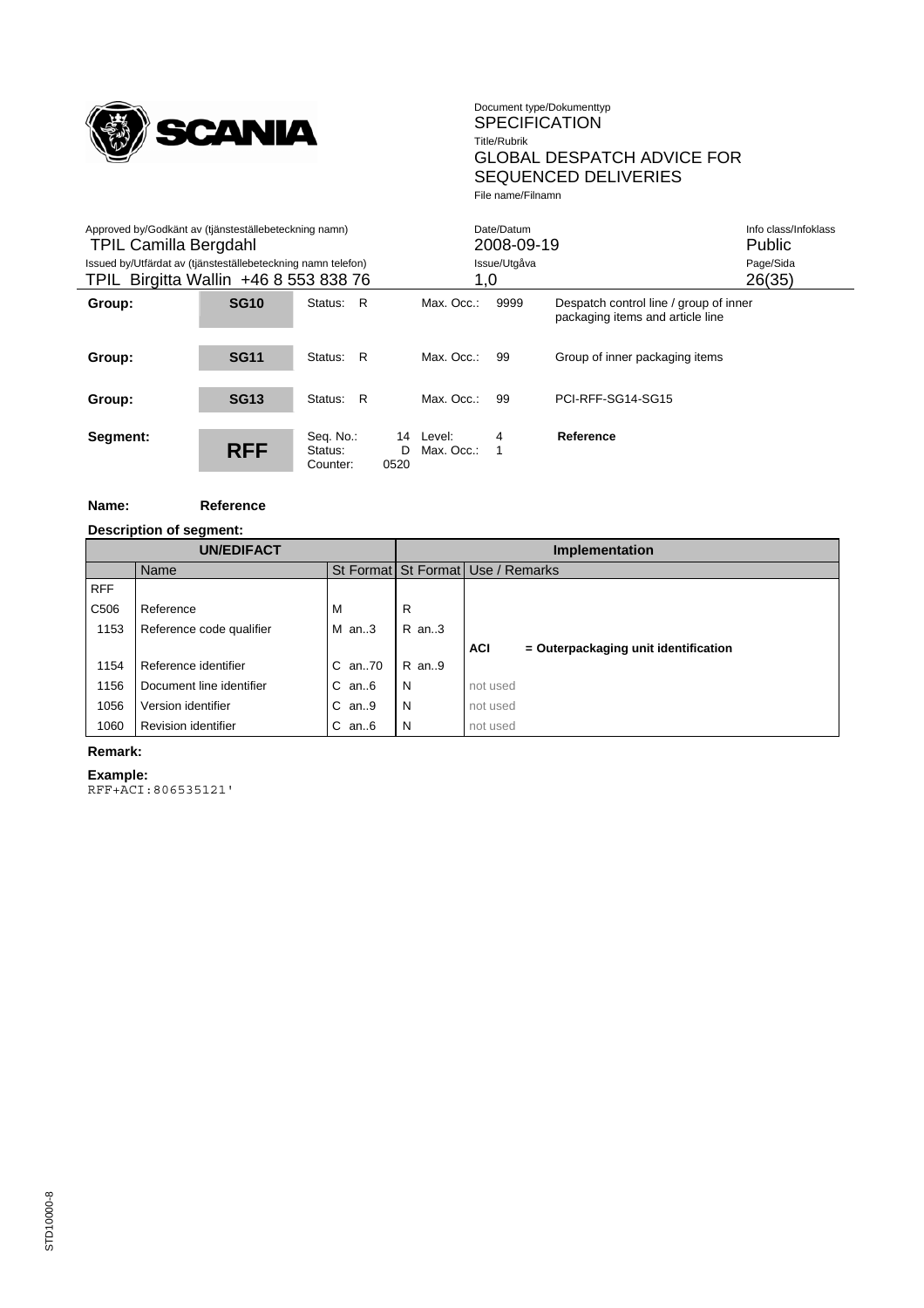| Group: | SG10 | Status: R | Max. Occ.: 9999 | Despatch control line / group of inner packaging items and article line |
|---|---|---|---|---|
| Group: | SG11 | Status: R | Max. Occ.: 99 | Group of inner packaging items |
| Group: | SG13 | Status: R | Max. Occ.: 99 | PCI-RFF-SG14-SG15 |
| Segment: | RFF | Seq. No.: 14<br>Status: D<br>Counter: 0520 | Level: 4<br>Max. Occ.: 1 | **Reference** |

**Name:** **Reference**

**Description of segment:**

| UN/EDIFACT | | | Implementation | |
|---|---|---|---|---|
| | Name | St Format | St Format | Use / Remarks |
| RFF | | | | |
| C506 | Reference | M | R | |
| 1153 | Reference code qualifier | M an..3 | R an..3 | |
| | | | | **ACI = Outerpackaging unit identification** |
| 1154 | Reference identifier | C an..70 | R an..9 | |
| 1156 | Document line identifier | C an..6 | N | not used |
| 1056 | Version identifier | C an..9 | N | not used |
| 1060 | Revision identifier | C an..6 | N | not used |

**Remark:**

**Example:**

```
RFF+ACI:806535121'
```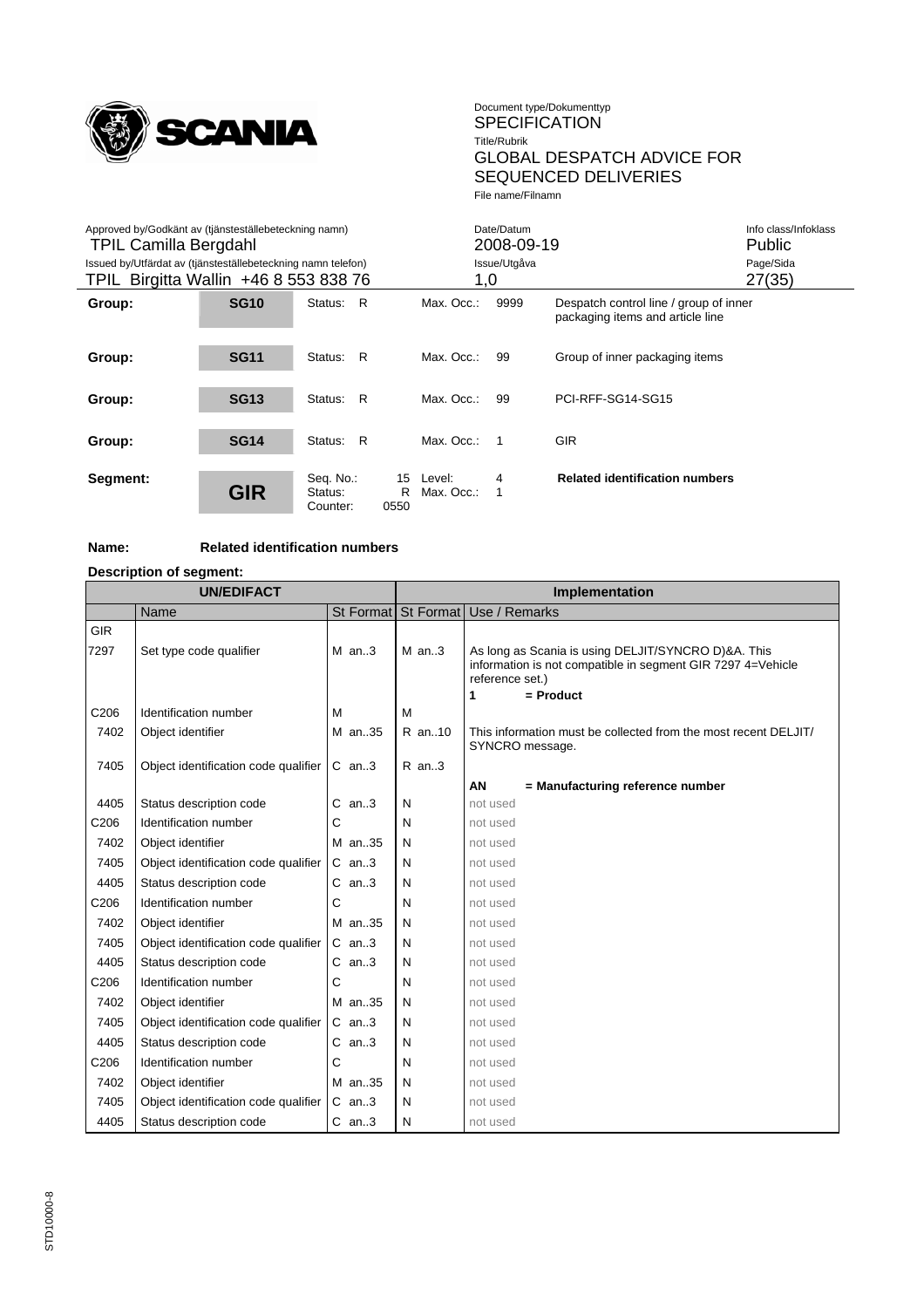| Group: | SG10 | Status: R | Max. Occ.: 9999 | Despatch control line / group of inner packaging items and article line |
|---|---|---|---|---|
| Group: | SG11 | Status: R | Max. Occ.: 99 | Group of inner packaging items |
| Group: | SG13 | Status: R | Max. Occ.: 99 | PCI-RFF-SG14-SG15 |
| Group: | SG14 | Status: R | Max. Occ.: 1 | GIR |

| Segment: | GIR | Seq. No.: 15<br>Status: R<br>Counter: 0550 | Level: 4<br>Max. Occ.: 1 | **Related identification numbers** |
|---|---|---|---|---|

**Name:** **Related identification numbers**

**Description of segment:**

| UN/EDIFACT | | | Implementation | |
|---|---|---|---|---|
| | Name | St Format | St Format | Use / Remarks |
| GIR | | | | |
| 7297 | Set type code qualifier | M an..3 | M an..3 | As long as Scania is using DELJIT/SYNCRO D)&A. This information is not compatible in segment GIR 7297 4=Vehicle reference set.)<br>**1 = Product** |
| C206 | Identification number | M | M | |
| 7402 | Object identifier | M an..35 | R an..10 | This information must be collected from the most recent DELJIT/ SYNCRO message. |
| 7405 | Object identification code qualifier | C an..3 | R an..3 | **AN = Manufacturing reference number** |
| 4405 | Status description code | C an..3 | N | not used |
| C206 | Identification number | C | N | not used |
| 7402 | Object identifier | M an..35 | N | not used |
| 7405 | Object identification code qualifier | C an..3 | N | not used |
| 4405 | Status description code | C an..3 | N | not used |
| C206 | Identification number | C | N | not used |
| 7402 | Object identifier | M an..35 | N | not used |
| 7405 | Object identification code qualifier | C an..3 | N | not used |
| 4405 | Status description code | C an..3 | N | not used |
| C206 | Identification number | C | N | not used |
| 7402 | Object identifier | M an..35 | N | not used |
| 7405 | Object identification code qualifier | C an..3 | N | not used |
| 4405 | Status description code | C an..3 | N | not used |
| C206 | Identification number | C | N | not used |
| 7402 | Object identifier | M an..35 | N | not used |
| 7405 | Object identification code qualifier | C an..3 | N | not used |
| 4405 | Status description code | C an..3 | N | not used |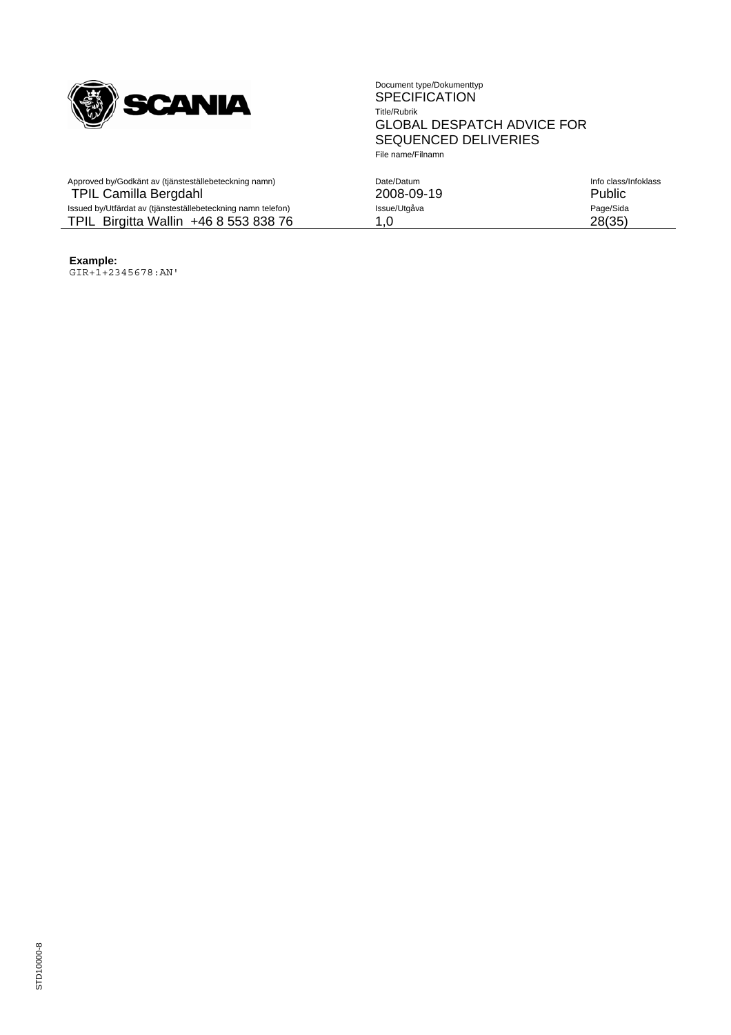**Example:**

```
GIR+1+2345678:AN'
```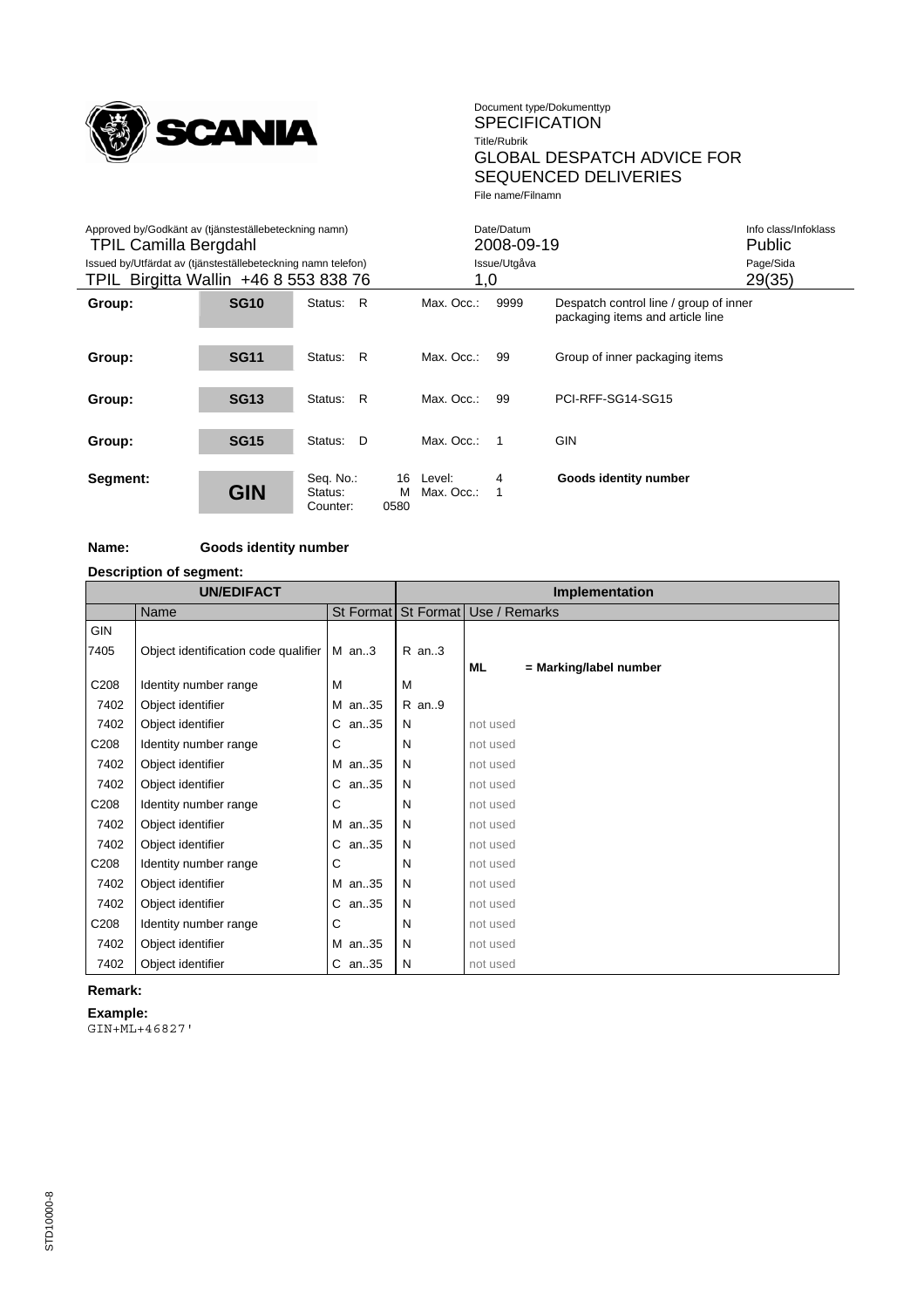| Group: | SG10 | Status: R | Max. Occ.: 9999 | Despatch control line / group of inner packaging items and article line |
|---|---|---|---|---|
| Group: | SG11 | Status: R | Max. Occ.: 99 | Group of inner packaging items |
| Group: | SG13 | Status: R | Max. Occ.: 99 | PCI-RFF-SG14-SG15 |
| Group: | SG15 | Status: D | Max. Occ.: 1 | GIN |

| Segment: | GIN | Seq. No.: 16<br>Status: M<br>Counter: 0580 | Level: 4<br>Max. Occ.: 1 | **Goods identity number** |
|---|---|---|---|---|

**Name:** **Goods identity number**

**Description of segment:**

| UN/EDIFACT | | | Implementation | |
|---|---|---|---|---|
| | Name | St Format | St Format | Use / Remarks |
| GIN | | | | |
| 7405 | Object identification code qualifier | M an..3 | R an..3 | **ML** = Marking/label number |
| C208 | Identity number range | M | M | |
| 7402 | Object identifier | M an..35 | R an..9 | |
| 7402 | Object identifier | C an..35 | N | not used |
| C208 | Identity number range | C | N | not used |
| 7402 | Object identifier | M an..35 | N | not used |
| 7402 | Object identifier | C an..35 | N | not used |
| C208 | Identity number range | C | N | not used |
| 7402 | Object identifier | M an..35 | N | not used |
| 7402 | Object identifier | C an..35 | N | not used |
| C208 | Identity number range | C | N | not used |
| 7402 | Object identifier | M an..35 | N | not used |
| 7402 | Object identifier | C an..35 | N | not used |
| C208 | Identity number range | C | N | not used |
| 7402 | Object identifier | M an..35 | N | not used |
| 7402 | Object identifier | C an..35 | N | not used |

**Remark:**

**Example:**

```
GIN+ML+46827'
```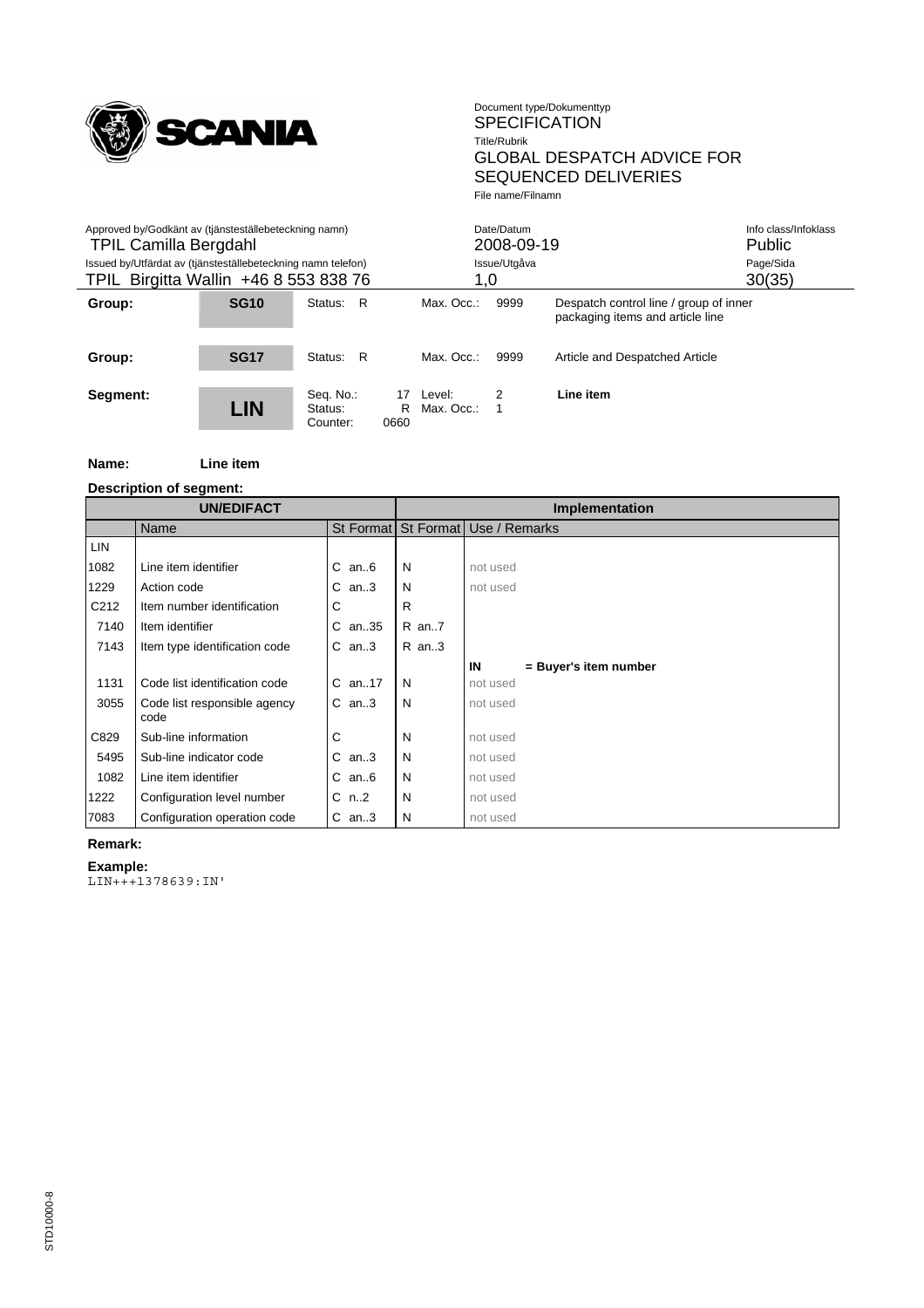| Group: | SG10 | Status: R | Max. Occ.: 9999 | Despatch control line / group of inner packaging items and article line |
|---|---|---|---|---|
| Group: | SG17 | Status: R | Max. Occ.: 9999 | Article and Despatched Article |
| Segment: | LIN | Seq. No.: 17<br>Status: R<br>Counter: 0660 | Level: 2<br>Max. Occ.: 1 | **Line item** |

**Name:** **Line item**

**Description of segment:**

| UN/EDIFACT | | | Implementation | |
|---|---|---|---|---|
| | Name | St Format | St Format | Use / Remarks |
| LIN | | | | |
| 1082 | Line item identifier | C an..6 | N | not used |
| 1229 | Action code | C an..3 | N | not used |
| C212 | Item number identification | C | R | |
| 7140 | Item identifier | C an..35 | R an..7 | |
| 7143 | Item type identification code | C an..3 | R an..3 | |
| | | | | **IN** = **Buyer's item number** |
| 1131 | Code list identification code | C an..17 | N | not used |
| 3055 | Code list responsible agency code | C an..3 | N | not used |
| C829 | Sub-line information | C | N | not used |
| 5495 | Sub-line indicator code | C an..3 | N | not used |
| 1082 | Line item identifier | C an..6 | N | not used |
| 1222 | Configuration level number | C n..2 | N | not used |
| 7083 | Configuration operation code | C an..3 | N | not used |

**Remark:**

**Example:**

```
LIN+++1378639:IN'
```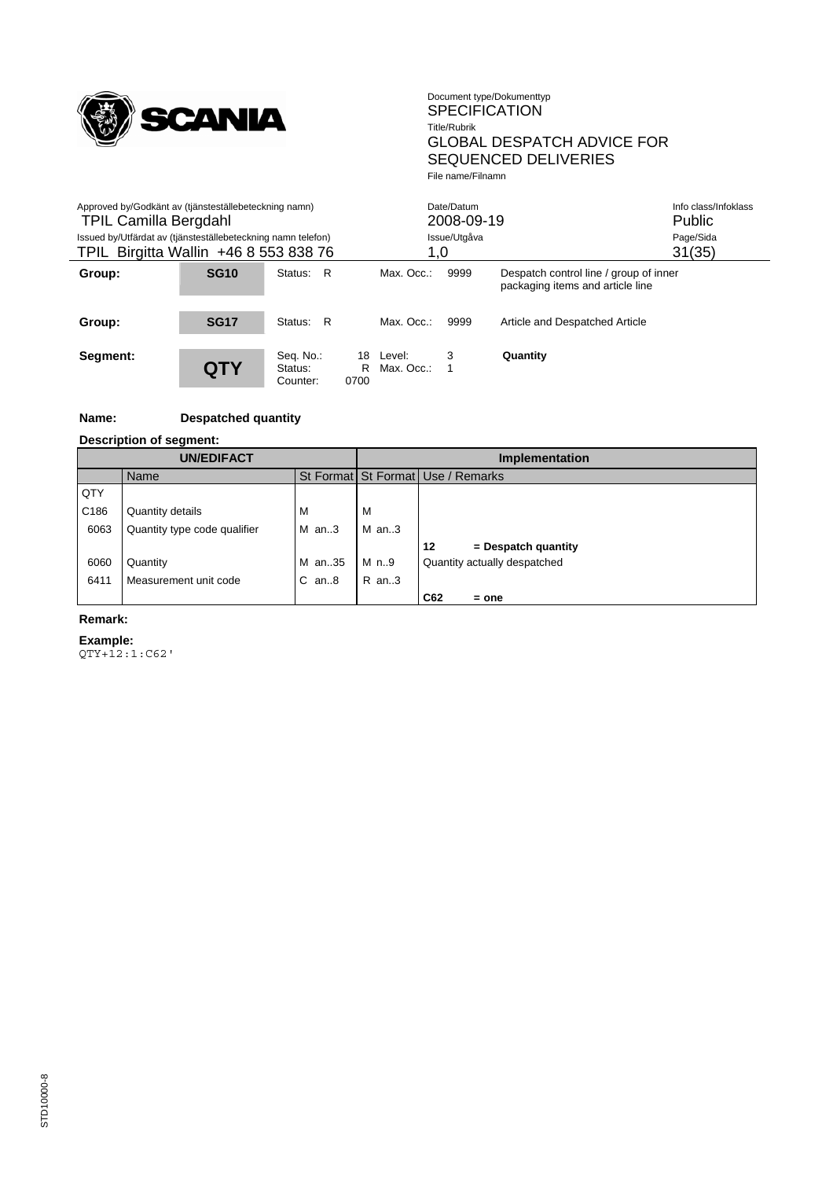| Group: | SG10 | Status: R | Max. Occ.: 9999 | Despatch control line / group of inner packaging items and article line |
|---|---|---|---|---|
| Group: | SG17 | Status: R | Max. Occ.: 9999 | Article and Despatched Article |
| Segment: | QTY | Seq. No.: 18<br>Status: R<br>Counter: 0700 | Level: 3<br>Max. Occ.: 1 | **Quantity** |

**Name:** **Despatched quantity**

**Description of segment:**

| UN/EDIFACT | | | Implementation | |
|---|---|---|---|---|
| | Name | St Format | St Format | Use / Remarks |
| QTY | | | | |
| C186 | Quantity details | M | M | |
| 6063 | Quantity type code qualifier | M an..3 | M an..3 | |
| | | | | **12 = Despatch quantity** |
| 6060 | Quantity | M an..35 | M n..9 | Quantity actually despatched |
| 6411 | Measurement unit code | C an..8 | R an..3 | |
| | | | | **C62 = one** |

**Remark:**

**Example:**

```
QTY+12:1:C62'
```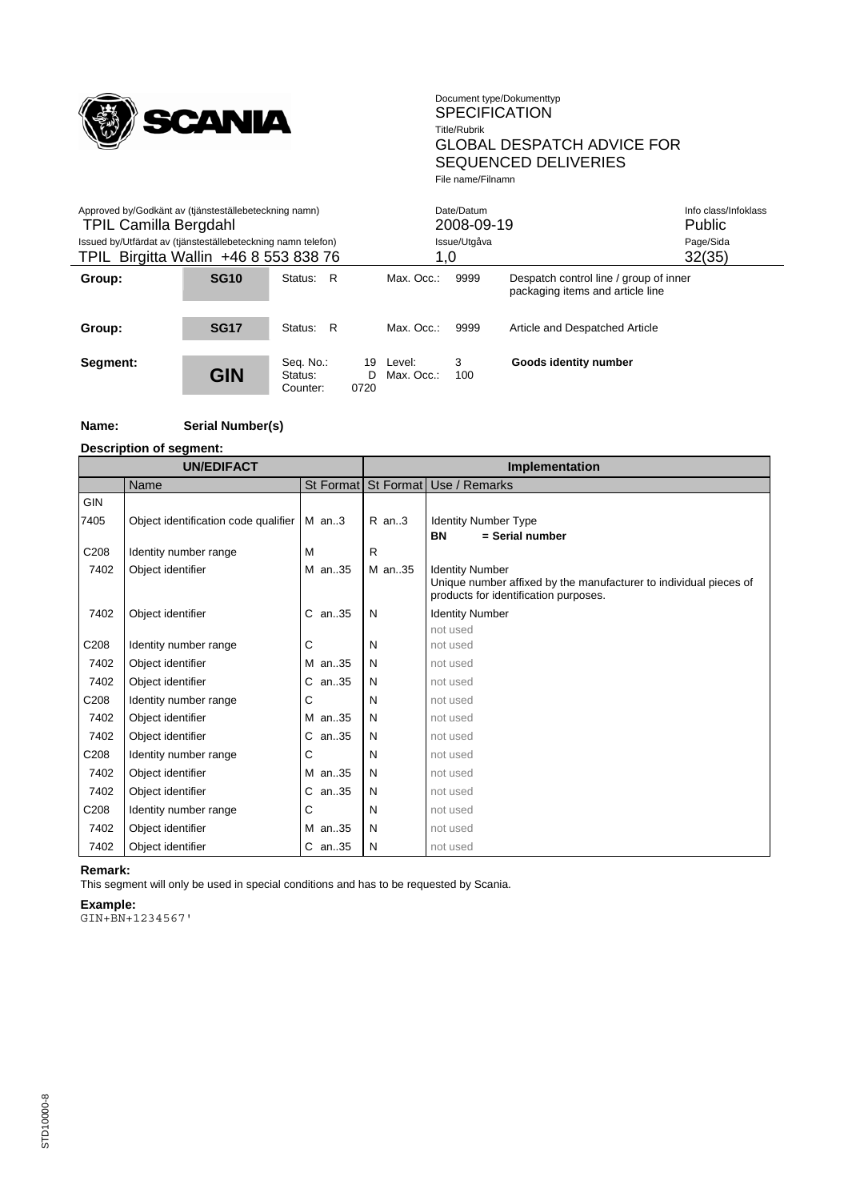| Group: | SG10 | Status: R | Max. Occ.: 9999 | Despatch control line / group of inner packaging items and article line |
|---|---|---|---|---|
| Group: | SG17 | Status: R | Max. Occ.: 9999 | Article and Despatched Article |
| Segment: | GIN | Seq. No.: 19<br>Status: D<br>Counter: 0720 | Level: 3<br>Max. Occ.: 100 | **Goods identity number** |

**Name:** **Serial Number(s)**

**Description of segment:**

| UN/EDIFACT | | | Implementation | |
|---|---|---|---|---|
| | Name | St Format | St Format | Use / Remarks |
| GIN | | | | |
| 7405 | Object identification code qualifier | M an..3 | R an..3 | Identity Number Type<br>**BN = Serial number** |
| C208 | Identity number range | M | R | |
| 7402 | Object identifier | M an..35 | M an..35 | Identity Number<br>Unique number affixed by the manufacturer to individual pieces of products for identification purposes. |
| 7402 | Object identifier | C an..35 | N | Identity Number<br>not used |
| C208 | Identity number range | C | N | not used |
| 7402 | Object identifier | M an..35 | N | not used |
| 7402 | Object identifier | C an..35 | N | not used |
| C208 | Identity number range | C | N | not used |
| 7402 | Object identifier | M an..35 | N | not used |
| 7402 | Object identifier | C an..35 | N | not used |
| C208 | Identity number range | C | N | not used |
| 7402 | Object identifier | M an..35 | N | not used |
| 7402 | Object identifier | C an..35 | N | not used |
| C208 | Identity number range | C | N | not used |
| 7402 | Object identifier | M an..35 | N | not used |
| 7402 | Object identifier | C an..35 | N | not used |

**Remark:**

This segment will only be used in special conditions and has to be requested by Scania.

**Example:**

```
GIN+BN+1234567'
```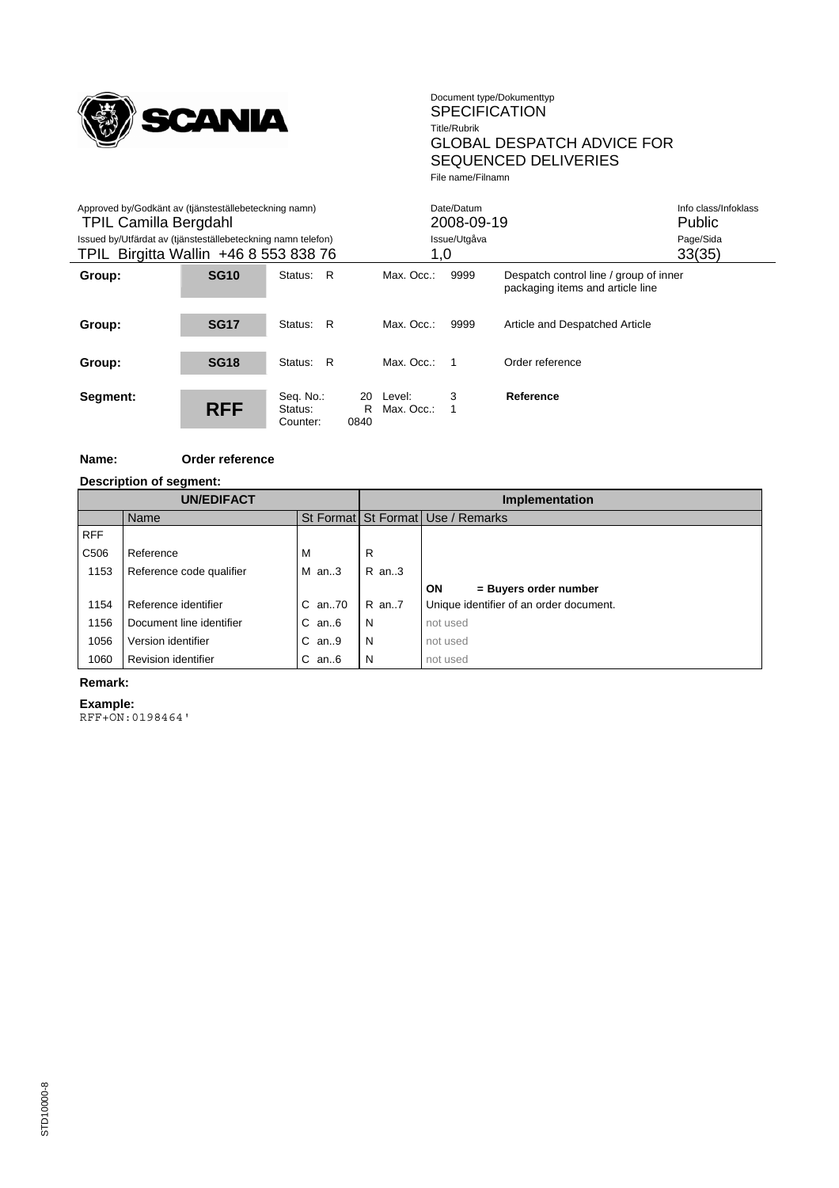| Group: | SG10 | Status: R | Max. Occ.: 9999 | Despatch control line / group of inner packaging items and article line |
|---|---|---|---|---|
| Group: | SG17 | Status: R | Max. Occ.: 9999 | Article and Despatched Article |
| Group: | SG18 | Status: R | Max. Occ.: 1 | Order reference |

| Segment: | RFF | Seq. No.: 20<br>Status: R<br>Counter: 0840 | Level: 3<br>Max. Occ.: 1 | **Reference** |
|---|---|---|---|---|

**Name:** **Order reference**

**Description of segment:**

| UN/EDIFACT | | | Implementation | |
|---|---|---|---|---|
| | Name | St Format | St Format | Use / Remarks |
| RFF | | | | |
| C506 | Reference | M | R | |
| 1153 | Reference code qualifier | M an..3 | R an..3 | |
| | | | | **ON = Buyers order number** |
| 1154 | Reference identifier | C an..70 | R an..7 | Unique identifier of an order document. |
| 1156 | Document line identifier | C an..6 | N | not used |
| 1056 | Version identifier | C an..9 | N | not used |
| 1060 | Revision identifier | C an..6 | N | not used |

**Remark:**

**Example:**

```
RFF+ON:0198464'
```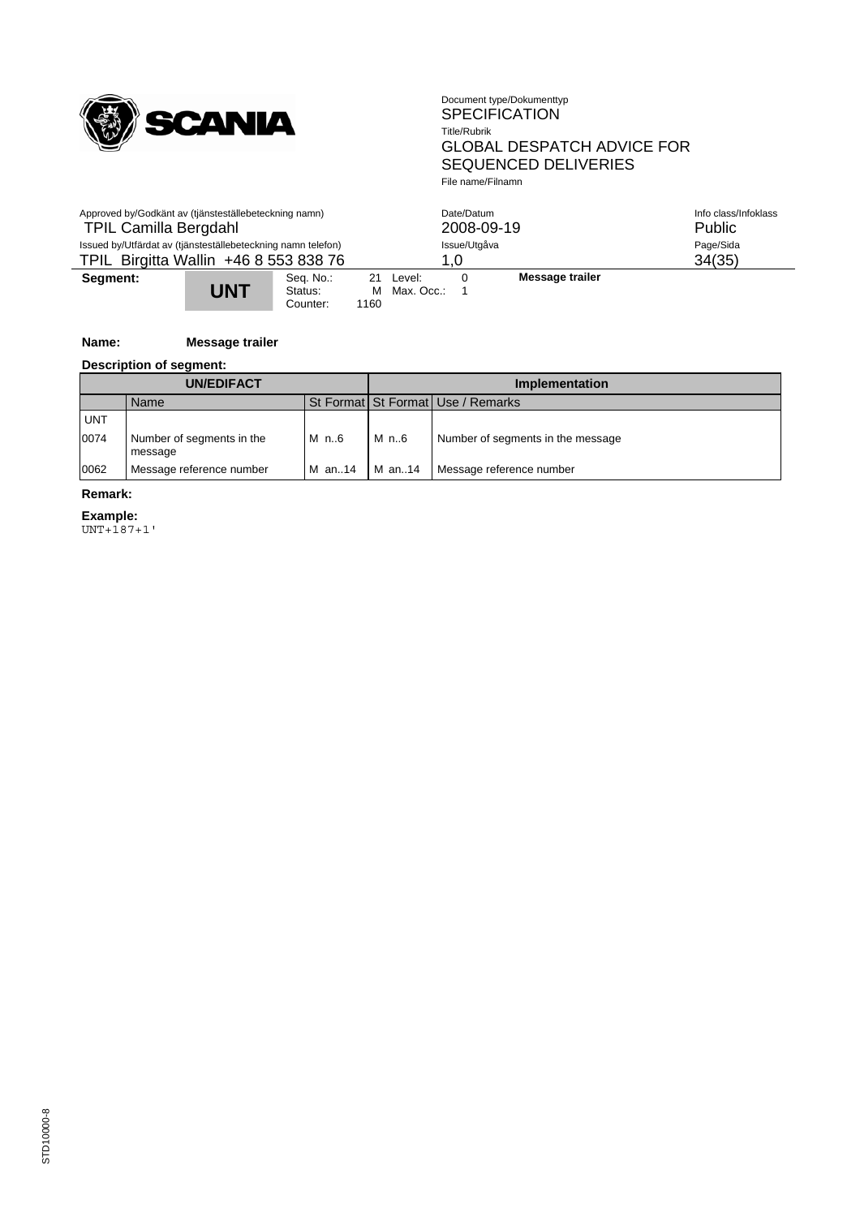| Segment: | UNT | Seq. No.: 21 | Level: 0 | Message trailer |
|---|---|---|---|---|
| | | Status: M | Max. Occ.: 1 | |
| | | Counter: 1160 | | |

**Name:** **Message trailer**

**Description of segment:**

| UN/EDIFACT | | | Implementation | |
|---|---|---|---|---|
| | Name | St Format | St Format | Use / Remarks |
| UNT | | | | |
| 0074 | Number of segments in the message | M n..6 | M n..6 | Number of segments in the message |
| 0062 | Message reference number | M an..14 | M an..14 | Message reference number |

**Remark:**

**Example:**

```
UNT+187+1'
```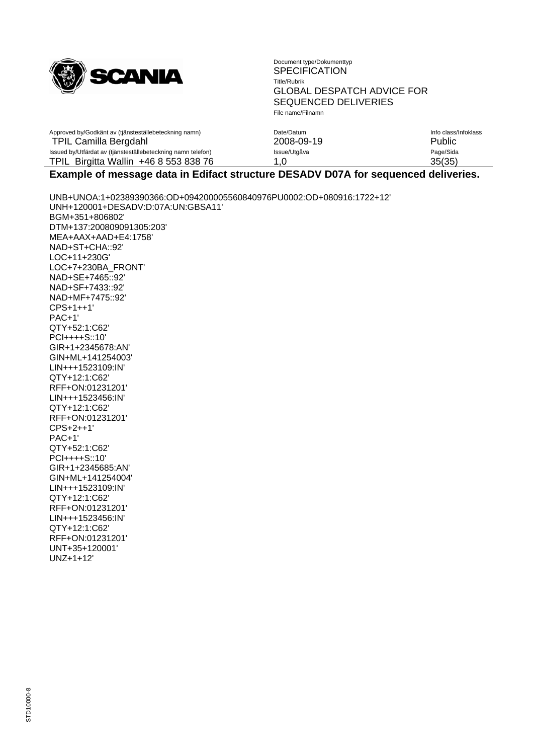**Example of message data in Edifact structure DESADV D07A for sequenced deliveries.**

```
UNB+UNOA:1+02389390366:OD+094200005560840976PU0002:OD+080916:1722+12'
UNH+120001+DESADV:D:07A:UN:GBSA11'
BGM+351+806802'
DTM+137:200809091305:203'
MEA+AAX+AAD+E4:1758'
NAD+ST+CHA::92'
LOC+11+230G'
LOC+7+230BA_FRONT'
NAD+SE+7465::92'
NAD+SF+7433::92'
NAD+MF+7475::92'
CPS+1++1'
PAC+1'
QTY+52:1:C62'
PCI++++S::10'
GIR+1+2345678:AN'
GIN+ML+141254003'
LIN+++1523109:IN'
QTY+12:1:C62'
RFF+ON:01231201'
LIN+++1523456:IN'
QTY+12:1:C62'
RFF+ON:01231201'
CPS+2++1'
PAC+1'
QTY+52:1:C62'
PCI++++S::10'
GIR+1+2345685:AN'
GIN+ML+141254004'
LIN+++1523109:IN'
QTY+12:1:C62'
RFF+ON:01231201'
LIN+++1523456:IN'
QTY+12:1:C62'
RFF+ON:01231201'
UNT+35+120001'
UNZ+1+12'
```